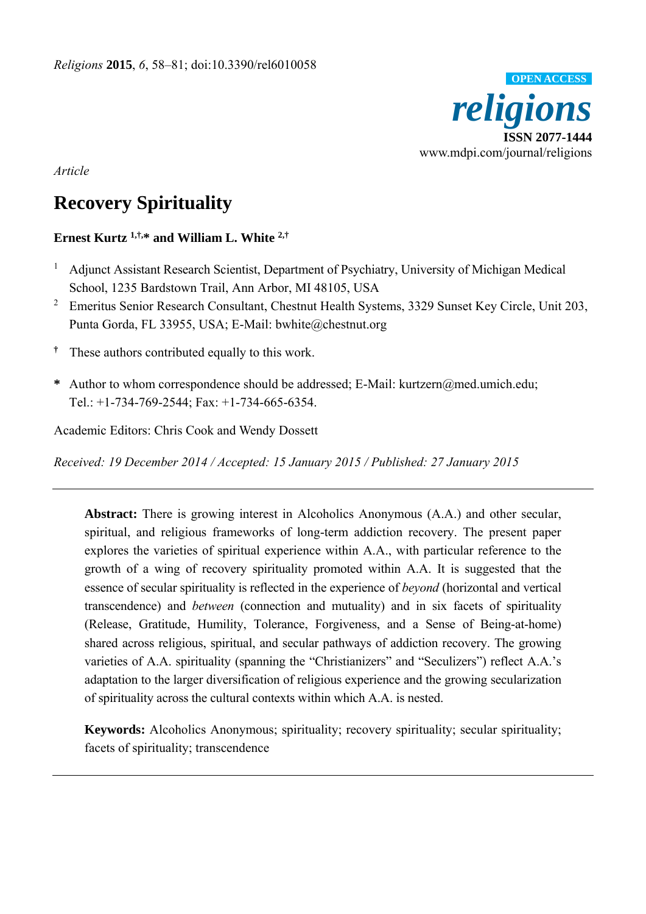*Article*

# Recovery Spirituality

**Ernest Kurtz [1,†,*] and William L. White [2,†]**

[1] Adjunct Assistant Research Scientist, Department of Psychiatry, University of Michigan Medical School, 1235 Bardstown Trail, Ann Arbor, MI 48105, USA

[2] Emeritus Senior Research Consultant, Chestnut Health Systems, 3329 Sunset Key Circle, Unit 203, Punta Gorda, FL 33955, USA; E-Mail: bwhite@chestnut.org

† These authors contributed equally to this work.

* Author to whom correspondence should be addressed; E-Mail: kurtzern@med.umich.edu; Tel.: +1-734-769-2544; Fax: +1-734-665-6354.

Academic Editors: Chris Cook and Wendy Dossett

*Received: 19 December 2014 / Accepted: 15 January 2015 / Published: 27 January 2015*

---

**Abstract:** There is growing interest in Alcoholics Anonymous (A.A.) and other secular, spiritual, and religious frameworks of long-term addiction recovery. The present paper explores the varieties of spiritual experience within A.A., with particular reference to the growth of a wing of recovery spirituality promoted within A.A. It is suggested that the essence of secular spirituality is reflected in the experience of *beyond* (horizontal and vertical transcendence) and *between* (connection and mutuality) and in six facets of spirituality (Release, Gratitude, Humility, Tolerance, Forgiveness, and a Sense of Being-at-home) shared across religious, spiritual, and secular pathways of addiction recovery. The growing varieties of A.A. spirituality (spanning the "Christianizers" and "Seculizers") reflect A.A.'s adaptation to the larger diversification of religious experience and the growing secularization of spirituality across the cultural contexts within which A.A. is nested.

**Keywords:** Alcoholics Anonymous; spirituality; recovery spirituality; secular spirituality; facets of spirituality; transcendence

---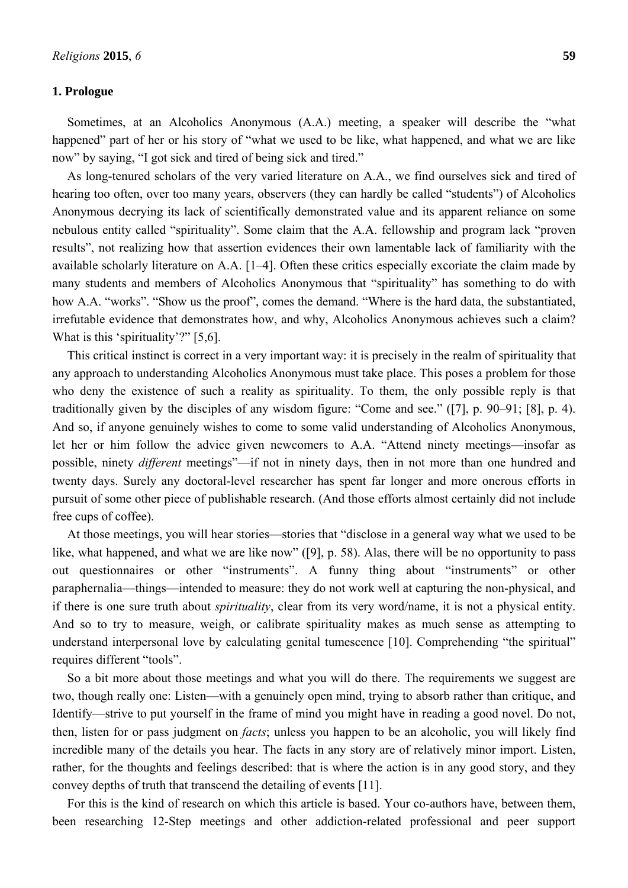## 1. Prologue

Sometimes, at an Alcoholics Anonymous (A.A.) meeting, a speaker will describe the "what happened" part of her or his story of "what we used to be like, what happened, and what we are like now" by saying, "I got sick and tired of being sick and tired."

As long-tenured scholars of the very varied literature on A.A., we find ourselves sick and tired of hearing too often, over too many years, observers (they can hardly be called "students") of Alcoholics Anonymous decrying its lack of scientifically demonstrated value and its apparent reliance on some nebulous entity called "spirituality". Some claim that the A.A. fellowship and program lack "proven results", not realizing how that assertion evidences their own lamentable lack of familiarity with the available scholarly literature on A.A. [1–4]. Often these critics especially excoriate the claim made by many students and members of Alcoholics Anonymous that "spirituality" has something to do with how A.A. "works". "Show us the proof", comes the demand. "Where is the hard data, the substantiated, irrefutable evidence that demonstrates how, and why, Alcoholics Anonymous achieves such a claim? What is this 'spirituality'?" [5,6].

This critical instinct is correct in a very important way: it is precisely in the realm of spirituality that any approach to understanding Alcoholics Anonymous must take place. This poses a problem for those who deny the existence of such a reality as spirituality. To them, the only possible reply is that traditionally given by the disciples of any wisdom figure: "Come and see." ([7], p. 90–91; [8], p. 4). And so, if anyone genuinely wishes to come to some valid understanding of Alcoholics Anonymous, let her or him follow the advice given newcomers to A.A. "Attend ninety meetings—insofar as possible, ninety *different* meetings"—if not in ninety days, then in not more than one hundred and twenty days. Surely any doctoral-level researcher has spent far longer and more onerous efforts in pursuit of some other piece of publishable research. (And those efforts almost certainly did not include free cups of coffee).

At those meetings, you will hear stories—stories that "disclose in a general way what we used to be like, what happened, and what we are like now" ([9], p. 58). Alas, there will be no opportunity to pass out questionnaires or other "instruments". A funny thing about "instruments" or other paraphernalia—things—intended to measure: they do not work well at capturing the non-physical, and if there is one sure truth about *spirituality*, clear from its very word/name, it is not a physical entity. And so to try to measure, weigh, or calibrate spirituality makes as much sense as attempting to understand interpersonal love by calculating genital tumescence [10]. Comprehending "the spiritual" requires different "tools".

So a bit more about those meetings and what you will do there. The requirements we suggest are two, though really one: Listen—with a genuinely open mind, trying to absorb rather than critique, and Identify—strive to put yourself in the frame of mind you might have in reading a good novel. Do not, then, listen for or pass judgment on *facts*; unless you happen to be an alcoholic, you will likely find incredible many of the details you hear. The facts in any story are of relatively minor import. Listen, rather, for the thoughts and feelings described: that is where the action is in any good story, and they convey depths of truth that transcend the detailing of events [11].

For this is the kind of research on which this article is based. Your co-authors have, between them, been researching 12-Step meetings and other addiction-related professional and peer support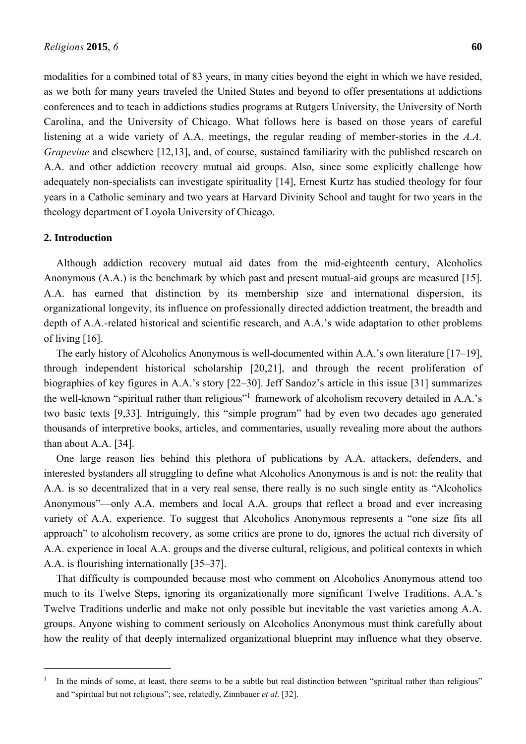modalities for a combined total of 83 years, in many cities beyond the eight in which we have resided, as we both for many years traveled the United States and beyond to offer presentations at addictions conferences and to teach in addictions studies programs at Rutgers University, the University of North Carolina, and the University of Chicago. What follows here is based on those years of careful listening at a wide variety of A.A. meetings, the regular reading of member-stories in the *A.A. Grapevine* and elsewhere [12,13], and, of course, sustained familiarity with the published research on A.A. and other addiction recovery mutual aid groups. Also, since some explicitly challenge how adequately non-specialists can investigate spirituality [14], Ernest Kurtz has studied theology for four years in a Catholic seminary and two years at Harvard Divinity School and taught for two years in the theology department of Loyola University of Chicago.

## 2. Introduction

Although addiction recovery mutual aid dates from the mid-eighteenth century, Alcoholics Anonymous (A.A.) is the benchmark by which past and present mutual-aid groups are measured [15]. A.A. has earned that distinction by its membership size and international dispersion, its organizational longevity, its influence on professionally directed addiction treatment, the breadth and depth of A.A.-related historical and scientific research, and A.A.'s wide adaptation to other problems of living [16].

The early history of Alcoholics Anonymous is well-documented within A.A.'s own literature [17–19], through independent historical scholarship [20,21], and through the recent proliferation of biographies of key figures in A.A.'s story [22–30]. Jeff Sandoz's article in this issue [31] summarizes the well-known "spiritual rather than religious"[1] framework of alcoholism recovery detailed in A.A.'s two basic texts [9,33]. Intriguingly, this "simple program" had by even two decades ago generated thousands of interpretive books, articles, and commentaries, usually revealing more about the authors than about A.A. [34].

One large reason lies behind this plethora of publications by A.A. attackers, defenders, and interested bystanders all struggling to define what Alcoholics Anonymous is and is not: the reality that A.A. is so decentralized that in a very real sense, there really is no such single entity as "Alcoholics Anonymous"—only A.A. members and local A.A. groups that reflect a broad and ever increasing variety of A.A. experience. To suggest that Alcoholics Anonymous represents a "one size fits all approach" to alcoholism recovery, as some critics are prone to do, ignores the actual rich diversity of A.A. experience in local A.A. groups and the diverse cultural, religious, and political contexts in which A.A. is flourishing internationally [35–37].

That difficulty is compounded because most who comment on Alcoholics Anonymous attend too much to its Twelve Steps, ignoring its organizationally more significant Twelve Traditions. A.A.'s Twelve Traditions underlie and make not only possible but inevitable the vast varieties among A.A. groups. Anyone wishing to comment seriously on Alcoholics Anonymous must think carefully about how the reality of that deeply internalized organizational blueprint may influence what they observe.

---

[1] In the minds of some, at least, there seems to be a subtle but real distinction between "spiritual rather than religious" and "spiritual but not religious"; see, relatedly, Zinnbauer *et al*. [32].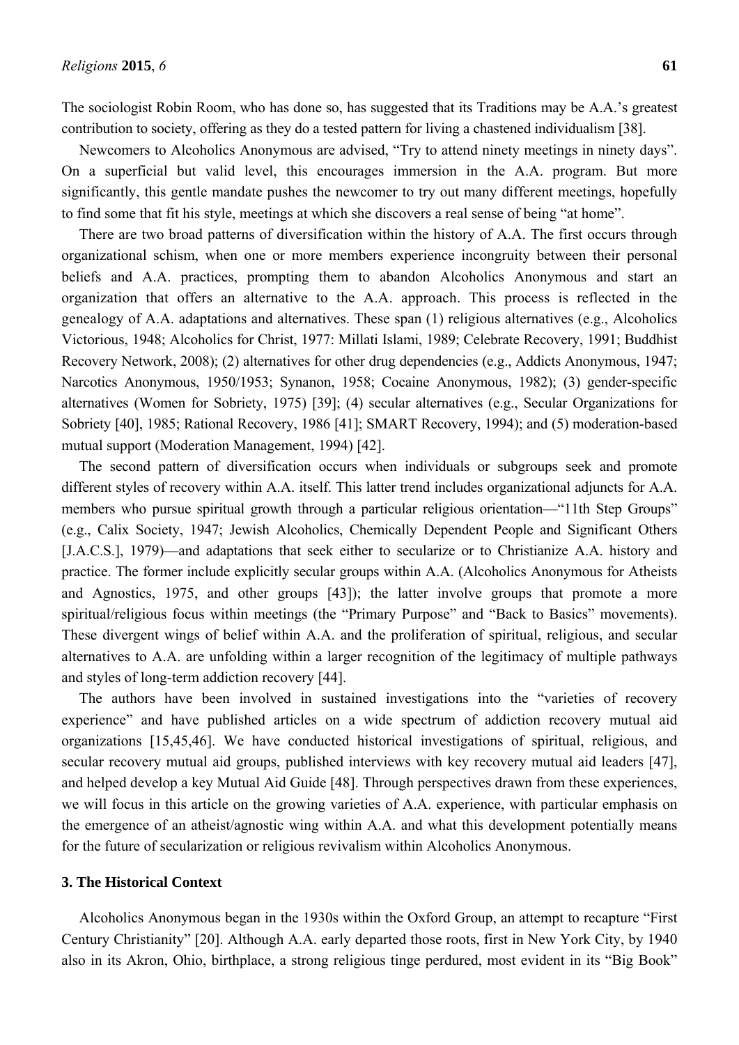The sociologist Robin Room, who has done so, has suggested that its Traditions may be A.A.'s greatest contribution to society, offering as they do a tested pattern for living a chastened individualism [38].

Newcomers to Alcoholics Anonymous are advised, "Try to attend ninety meetings in ninety days". On a superficial but valid level, this encourages immersion in the A.A. program. But more significantly, this gentle mandate pushes the newcomer to try out many different meetings, hopefully to find some that fit his style, meetings at which she discovers a real sense of being "at home".

There are two broad patterns of diversification within the history of A.A. The first occurs through organizational schism, when one or more members experience incongruity between their personal beliefs and A.A. practices, prompting them to abandon Alcoholics Anonymous and start an organization that offers an alternative to the A.A. approach. This process is reflected in the genealogy of A.A. adaptations and alternatives. These span (1) religious alternatives (e.g., Alcoholics Victorious, 1948; Alcoholics for Christ, 1977: Millati Islami, 1989; Celebrate Recovery, 1991; Buddhist Recovery Network, 2008); (2) alternatives for other drug dependencies (e.g., Addicts Anonymous, 1947; Narcotics Anonymous, 1950/1953; Synanon, 1958; Cocaine Anonymous, 1982); (3) gender-specific alternatives (Women for Sobriety, 1975) [39]; (4) secular alternatives (e.g., Secular Organizations for Sobriety [40], 1985; Rational Recovery, 1986 [41]; SMART Recovery, 1994); and (5) moderation-based mutual support (Moderation Management, 1994) [42].

The second pattern of diversification occurs when individuals or subgroups seek and promote different styles of recovery within A.A. itself. This latter trend includes organizational adjuncts for A.A. members who pursue spiritual growth through a particular religious orientation—"11th Step Groups" (e.g., Calix Society, 1947; Jewish Alcoholics, Chemically Dependent People and Significant Others [J.A.C.S.], 1979)—and adaptations that seek either to secularize or to Christianize A.A. history and practice. The former include explicitly secular groups within A.A. (Alcoholics Anonymous for Atheists and Agnostics, 1975, and other groups [43]); the latter involve groups that promote a more spiritual/religious focus within meetings (the "Primary Purpose" and "Back to Basics" movements). These divergent wings of belief within A.A. and the proliferation of spiritual, religious, and secular alternatives to A.A. are unfolding within a larger recognition of the legitimacy of multiple pathways and styles of long-term addiction recovery [44].

The authors have been involved in sustained investigations into the "varieties of recovery experience" and have published articles on a wide spectrum of addiction recovery mutual aid organizations [15,45,46]. We have conducted historical investigations of spiritual, religious, and secular recovery mutual aid groups, published interviews with key recovery mutual aid leaders [47], and helped develop a key Mutual Aid Guide [48]. Through perspectives drawn from these experiences, we will focus in this article on the growing varieties of A.A. experience, with particular emphasis on the emergence of an atheist/agnostic wing within A.A. and what this development potentially means for the future of secularization or religious revivalism within Alcoholics Anonymous.

## 3. The Historical Context

Alcoholics Anonymous began in the 1930s within the Oxford Group, an attempt to recapture "First Century Christianity" [20]. Although A.A. early departed those roots, first in New York City, by 1940 also in its Akron, Ohio, birthplace, a strong religious tinge perdured, most evident in its "Big Book"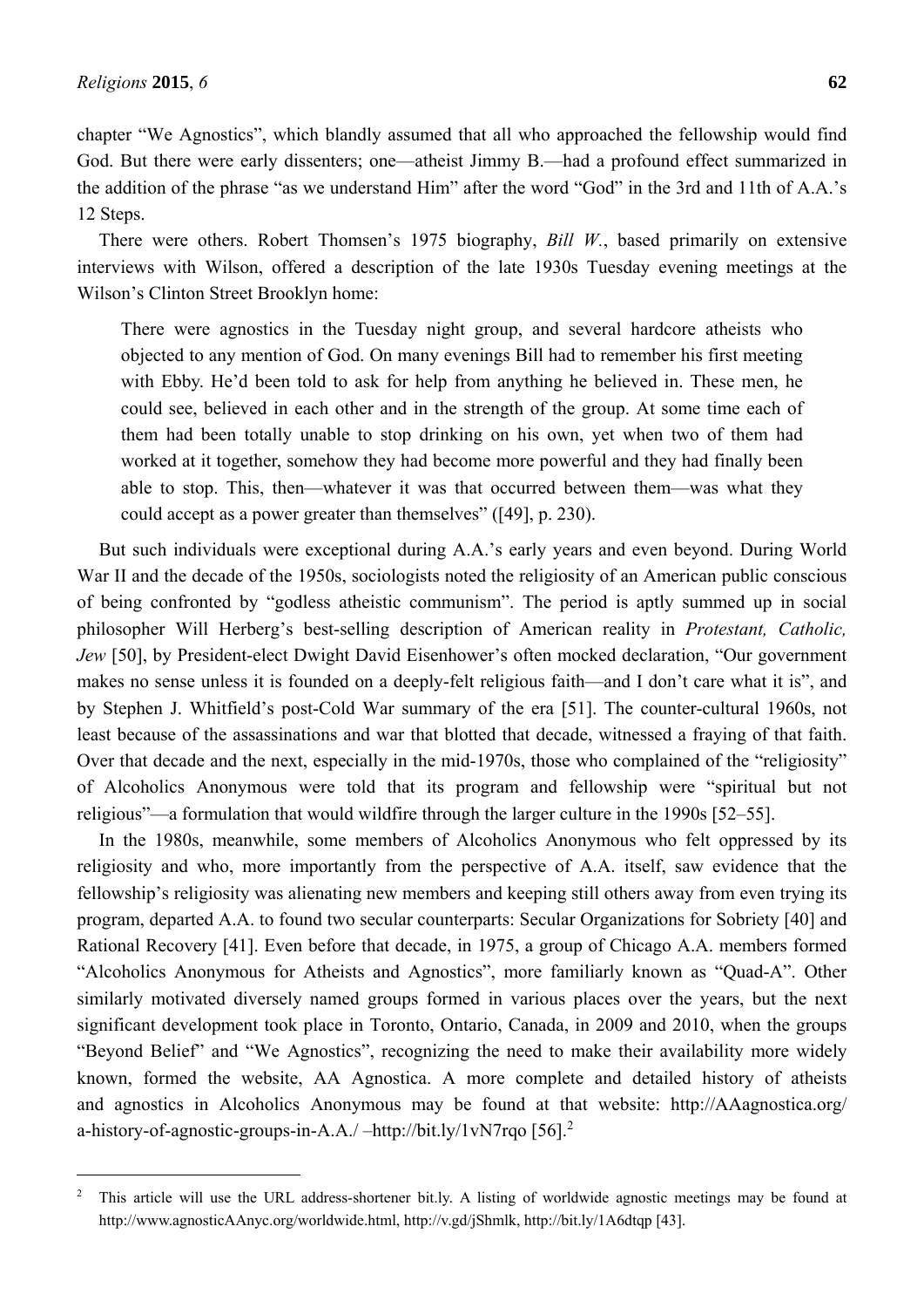chapter "We Agnostics", which blandly assumed that all who approached the fellowship would find God. But there were early dissenters; one—atheist Jimmy B.—had a profound effect summarized in the addition of the phrase "as we understand Him" after the word "God" in the 3rd and 11th of A.A.'s 12 Steps.

There were others. Robert Thomsen's 1975 biography, *Bill W.*, based primarily on extensive interviews with Wilson, offered a description of the late 1930s Tuesday evening meetings at the Wilson's Clinton Street Brooklyn home:

> There were agnostics in the Tuesday night group, and several hardcore atheists who objected to any mention of God. On many evenings Bill had to remember his first meeting with Ebby. He'd been told to ask for help from anything he believed in. These men, he could see, believed in each other and in the strength of the group. At some time each of them had been totally unable to stop drinking on his own, yet when two of them had worked at it together, somehow they had become more powerful and they had finally been able to stop. This, then—whatever it was that occurred between them—was what they could accept as a power greater than themselves" ([49], p. 230).

But such individuals were exceptional during A.A.'s early years and even beyond. During World War II and the decade of the 1950s, sociologists noted the religiosity of an American public conscious of being confronted by "godless atheistic communism". The period is aptly summed up in social philosopher Will Herberg's best-selling description of American reality in *Protestant, Catholic, Jew* [50], by President-elect Dwight David Eisenhower's often mocked declaration, "Our government makes no sense unless it is founded on a deeply-felt religious faith—and I don't care what it is", and by Stephen J. Whitfield's post-Cold War summary of the era [51]. The counter-cultural 1960s, not least because of the assassinations and war that blotted that decade, witnessed a fraying of that faith. Over that decade and the next, especially in the mid-1970s, those who complained of the "religiosity" of Alcoholics Anonymous were told that its program and fellowship were "spiritual but not religious"—a formulation that would wildfire through the larger culture in the 1990s [52–55].

In the 1980s, meanwhile, some members of Alcoholics Anonymous who felt oppressed by its religiosity and who, more importantly from the perspective of A.A. itself, saw evidence that the fellowship's religiosity was alienating new members and keeping still others away from even trying its program, departed A.A. to found two secular counterparts: Secular Organizations for Sobriety [40] and Rational Recovery [41]. Even before that decade, in 1975, a group of Chicago A.A. members formed "Alcoholics Anonymous for Atheists and Agnostics", more familiarly known as "Quad-A". Other similarly motivated diversely named groups formed in various places over the years, but the next significant development took place in Toronto, Ontario, Canada, in 2009 and 2010, when the groups "Beyond Belief" and "We Agnostics", recognizing the need to make their availability more widely known, formed the website, AA Agnostica. A more complete and detailed history of atheists and agnostics in Alcoholics Anonymous may be found at that website: http://AAagnostica.org/a-history-of-agnostic-groups-in-A.A./ –http://bit.ly/1vN7rqo [56].[2]

---

[2] This article will use the URL address-shortener bit.ly. A listing of worldwide agnostic meetings may be found at http://www.agnosticAAnyc.org/worldwide.html, http://v.gd/jShmlk, http://bit.ly/1A6dtqp [43].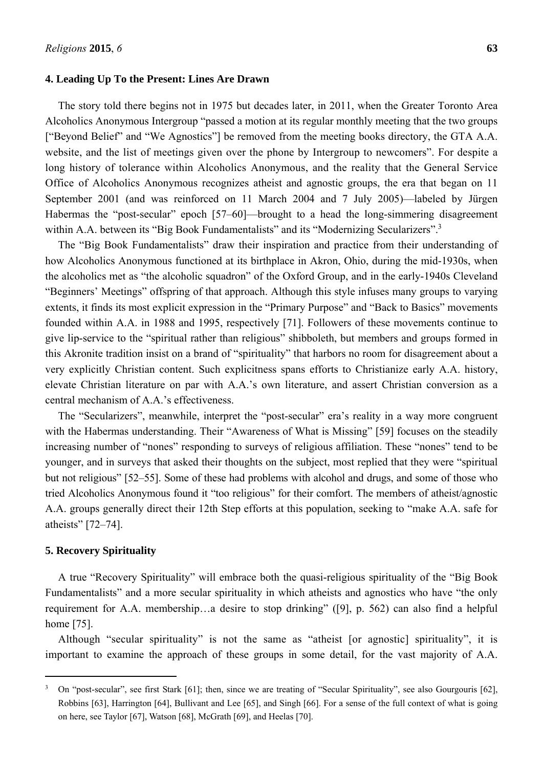## 4. Leading Up To the Present: Lines Are Drawn

The story told there begins not in 1975 but decades later, in 2011, when the Greater Toronto Area Alcoholics Anonymous Intergroup "passed a motion at its regular monthly meeting that the two groups ["Beyond Belief" and "We Agnostics"] be removed from the meeting books directory, the GTA A.A. website, and the list of meetings given over the phone by Intergroup to newcomers". For despite a long history of tolerance within Alcoholics Anonymous, and the reality that the General Service Office of Alcoholics Anonymous recognizes atheist and agnostic groups, the era that began on 11 September 2001 (and was reinforced on 11 March 2004 and 7 July 2005)—labeled by Jürgen Habermas the "post-secular" epoch [57–60]—brought to a head the long-simmering disagreement within A.A. between its "Big Book Fundamentalists" and its "Modernizing Secularizers".[3]

The "Big Book Fundamentalists" draw their inspiration and practice from their understanding of how Alcoholics Anonymous functioned at its birthplace in Akron, Ohio, during the mid-1930s, when the alcoholics met as "the alcoholic squadron" of the Oxford Group, and in the early-1940s Cleveland "Beginners' Meetings" offspring of that approach. Although this style infuses many groups to varying extents, it finds its most explicit expression in the "Primary Purpose" and "Back to Basics" movements founded within A.A. in 1988 and 1995, respectively [71]. Followers of these movements continue to give lip-service to the "spiritual rather than religious" shibboleth, but members and groups formed in this Akronite tradition insist on a brand of "spirituality" that harbors no room for disagreement about a very explicitly Christian content. Such explicitness spans efforts to Christianize early A.A. history, elevate Christian literature on par with A.A.'s own literature, and assert Christian conversion as a central mechanism of A.A.'s effectiveness.

The "Secularizers", meanwhile, interpret the "post-secular" era's reality in a way more congruent with the Habermas understanding. Their "Awareness of What is Missing" [59] focuses on the steadily increasing number of "nones" responding to surveys of religious affiliation. These "nones" tend to be younger, and in surveys that asked their thoughts on the subject, most replied that they were "spiritual but not religious" [52–55]. Some of these had problems with alcohol and drugs, and some of those who tried Alcoholics Anonymous found it "too religious" for their comfort. The members of atheist/agnostic A.A. groups generally direct their 12th Step efforts at this population, seeking to "make A.A. safe for atheists" [72–74].

## 5. Recovery Spirituality

A true "Recovery Spirituality" will embrace both the quasi-religious spirituality of the "Big Book Fundamentalists" and a more secular spirituality in which atheists and agnostics who have "the only requirement for A.A. membership…a desire to stop drinking" ([9], p. 562) can also find a helpful home [75].

Although "secular spirituality" is not the same as "atheist [or agnostic] spirituality", it is important to examine the approach of these groups in some detail, for the vast majority of A.A.

---

[3] On "post-secular", see first Stark [61]; then, since we are treating of "Secular Spirituality", see also Gourgouris [62], Robbins [63], Harrington [64], Bullivant and Lee [65], and Singh [66]. For a sense of the full context of what is going on here, see Taylor [67], Watson [68], McGrath [69], and Heelas [70].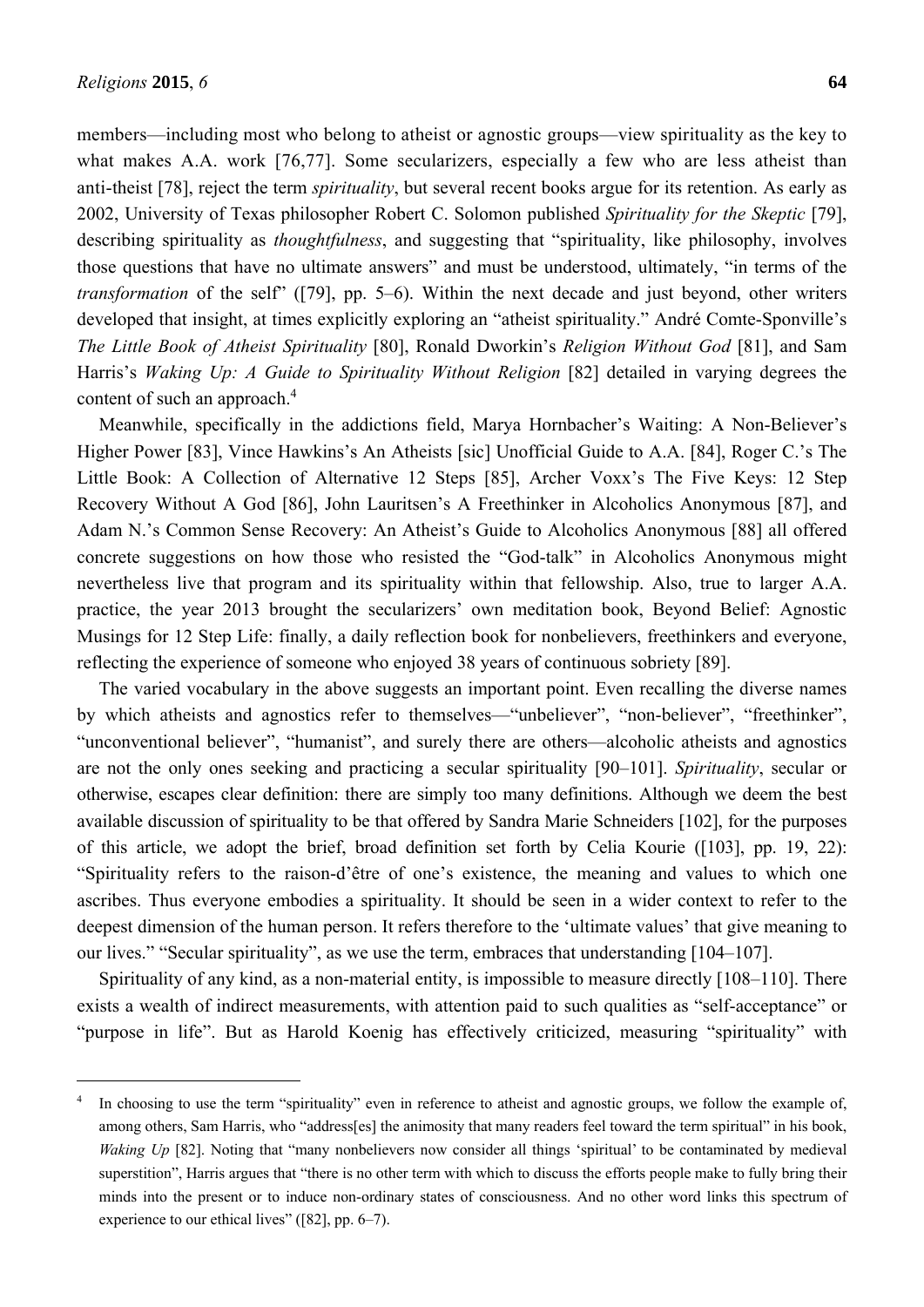members—including most who belong to atheist or agnostic groups—view spirituality as the key to what makes A.A. work [76,77]. Some secularizers, especially a few who are less atheist than anti-theist [78], reject the term *spirituality*, but several recent books argue for its retention. As early as 2002, University of Texas philosopher Robert C. Solomon published *Spirituality for the Skeptic* [79], describing spirituality as *thoughtfulness*, and suggesting that "spirituality, like philosophy, involves those questions that have no ultimate answers" and must be understood, ultimately, "in terms of the *transformation* of the self" ([79], pp. 5–6). Within the next decade and just beyond, other writers developed that insight, at times explicitly exploring an "atheist spirituality." André Comte-Sponville's *The Little Book of Atheist Spirituality* [80], Ronald Dworkin's *Religion Without God* [81], and Sam Harris's *Waking Up: A Guide to Spirituality Without Religion* [82] detailed in varying degrees the content of such an approach.[4]

Meanwhile, specifically in the addictions field, Marya Hornbacher's Waiting: A Non-Believer's Higher Power [83], Vince Hawkins's An Atheists [sic] Unofficial Guide to A.A. [84], Roger C.'s The Little Book: A Collection of Alternative 12 Steps [85], Archer Voxx's The Five Keys: 12 Step Recovery Without A God [86], John Lauritsen's A Freethinker in Alcoholics Anonymous [87], and Adam N.'s Common Sense Recovery: An Atheist's Guide to Alcoholics Anonymous [88] all offered concrete suggestions on how those who resisted the "God-talk" in Alcoholics Anonymous might nevertheless live that program and its spirituality within that fellowship. Also, true to larger A.A. practice, the year 2013 brought the secularizers' own meditation book, Beyond Belief: Agnostic Musings for 12 Step Life: finally, a daily reflection book for nonbelievers, freethinkers and everyone, reflecting the experience of someone who enjoyed 38 years of continuous sobriety [89].

The varied vocabulary in the above suggests an important point. Even recalling the diverse names by which atheists and agnostics refer to themselves—"unbeliever", "non-believer", "freethinker", "unconventional believer", "humanist", and surely there are others—alcoholic atheists and agnostics are not the only ones seeking and practicing a secular spirituality [90–101]. *Spirituality*, secular or otherwise, escapes clear definition: there are simply too many definitions. Although we deem the best available discussion of spirituality to be that offered by Sandra Marie Schneiders [102], for the purposes of this article, we adopt the brief, broad definition set forth by Celia Kourie ([103], pp. 19, 22): "Spirituality refers to the raison-d'être of one's existence, the meaning and values to which one ascribes. Thus everyone embodies a spirituality. It should be seen in a wider context to refer to the deepest dimension of the human person. It refers therefore to the 'ultimate values' that give meaning to our lives." "Secular spirituality", as we use the term, embraces that understanding [104–107].

Spirituality of any kind, as a non-material entity, is impossible to measure directly [108–110]. There exists a wealth of indirect measurements, with attention paid to such qualities as "self-acceptance" or "purpose in life". But as Harold Koenig has effectively criticized, measuring "spirituality" with

---

[4] In choosing to use the term "spirituality" even in reference to atheist and agnostic groups, we follow the example of, among others, Sam Harris, who "address[es] the animosity that many readers feel toward the term spiritual" in his book, *Waking Up* [82]. Noting that "many nonbelievers now consider all things 'spiritual' to be contaminated by medieval superstition", Harris argues that "there is no other term with which to discuss the efforts people make to fully bring their minds into the present or to induce non-ordinary states of consciousness. And no other word links this spectrum of experience to our ethical lives" ([82], pp. 6–7).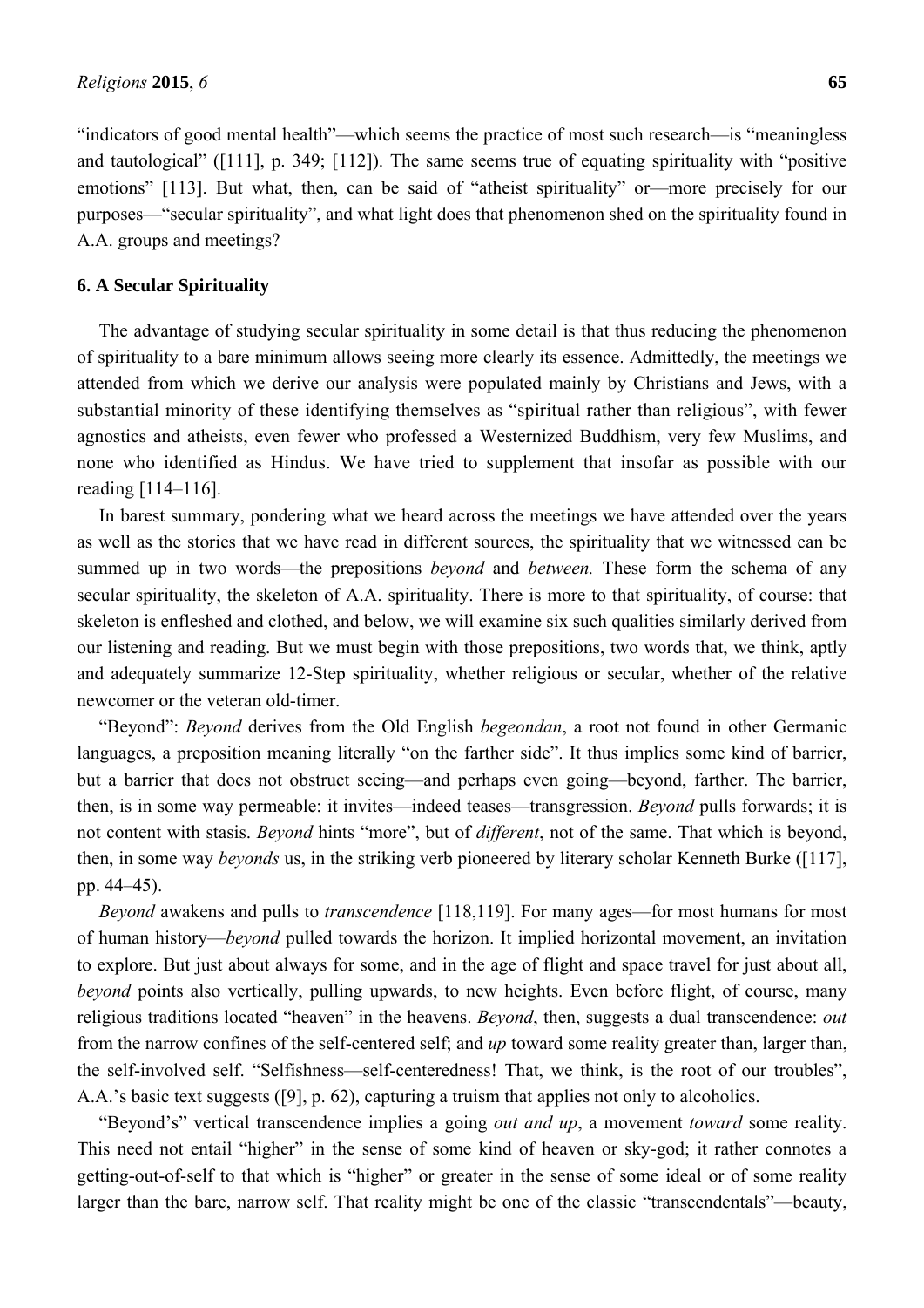"indicators of good mental health"—which seems the practice of most such research—is "meaningless and tautological" ([111], p. 349; [112]). The same seems true of equating spirituality with "positive emotions" [113]. But what, then, can be said of "atheist spirituality" or—more precisely for our purposes—"secular spirituality", and what light does that phenomenon shed on the spirituality found in A.A. groups and meetings?

## 6. A Secular Spirituality

The advantage of studying secular spirituality in some detail is that thus reducing the phenomenon of spirituality to a bare minimum allows seeing more clearly its essence. Admittedly, the meetings we attended from which we derive our analysis were populated mainly by Christians and Jews, with a substantial minority of these identifying themselves as "spiritual rather than religious", with fewer agnostics and atheists, even fewer who professed a Westernized Buddhism, very few Muslims, and none who identified as Hindus. We have tried to supplement that insofar as possible with our reading [114–116].

In barest summary, pondering what we heard across the meetings we have attended over the years as well as the stories that we have read in different sources, the spirituality that we witnessed can be summed up in two words—the prepositions *beyond* and *between.* These form the schema of any secular spirituality, the skeleton of A.A. spirituality. There is more to that spirituality, of course: that skeleton is enfleshed and clothed, and below, we will examine six such qualities similarly derived from our listening and reading. But we must begin with those prepositions, two words that, we think, aptly and adequately summarize 12-Step spirituality, whether religious or secular, whether of the relative newcomer or the veteran old-timer.

"Beyond": *Beyond* derives from the Old English *begeondan*, a root not found in other Germanic languages, a preposition meaning literally "on the farther side". It thus implies some kind of barrier, but a barrier that does not obstruct seeing—and perhaps even going—beyond, farther. The barrier, then, is in some way permeable: it invites—indeed teases—transgression. *Beyond* pulls forwards; it is not content with stasis. *Beyond* hints "more", but of *different*, not of the same. That which is beyond, then, in some way *beyonds* us, in the striking verb pioneered by literary scholar Kenneth Burke ([117], pp. 44–45).

*Beyond* awakens and pulls to *transcendence* [118,119]. For many ages—for most humans for most of human history—*beyond* pulled towards the horizon. It implied horizontal movement, an invitation to explore. But just about always for some, and in the age of flight and space travel for just about all, *beyond* points also vertically, pulling upwards, to new heights. Even before flight, of course, many religious traditions located "heaven" in the heavens. *Beyond*, then, suggests a dual transcendence: *out* from the narrow confines of the self-centered self; and *up* toward some reality greater than, larger than, the self-involved self. "Selfishness—self-centeredness! That, we think, is the root of our troubles", A.A.'s basic text suggests ([9], p. 62), capturing a truism that applies not only to alcoholics.

"Beyond's" vertical transcendence implies a going *out and up*, a movement *toward* some reality. This need not entail "higher" in the sense of some kind of heaven or sky-god; it rather connotes a getting-out-of-self to that which is "higher" or greater in the sense of some ideal or of some reality larger than the bare, narrow self. That reality might be one of the classic "transcendentals"—beauty,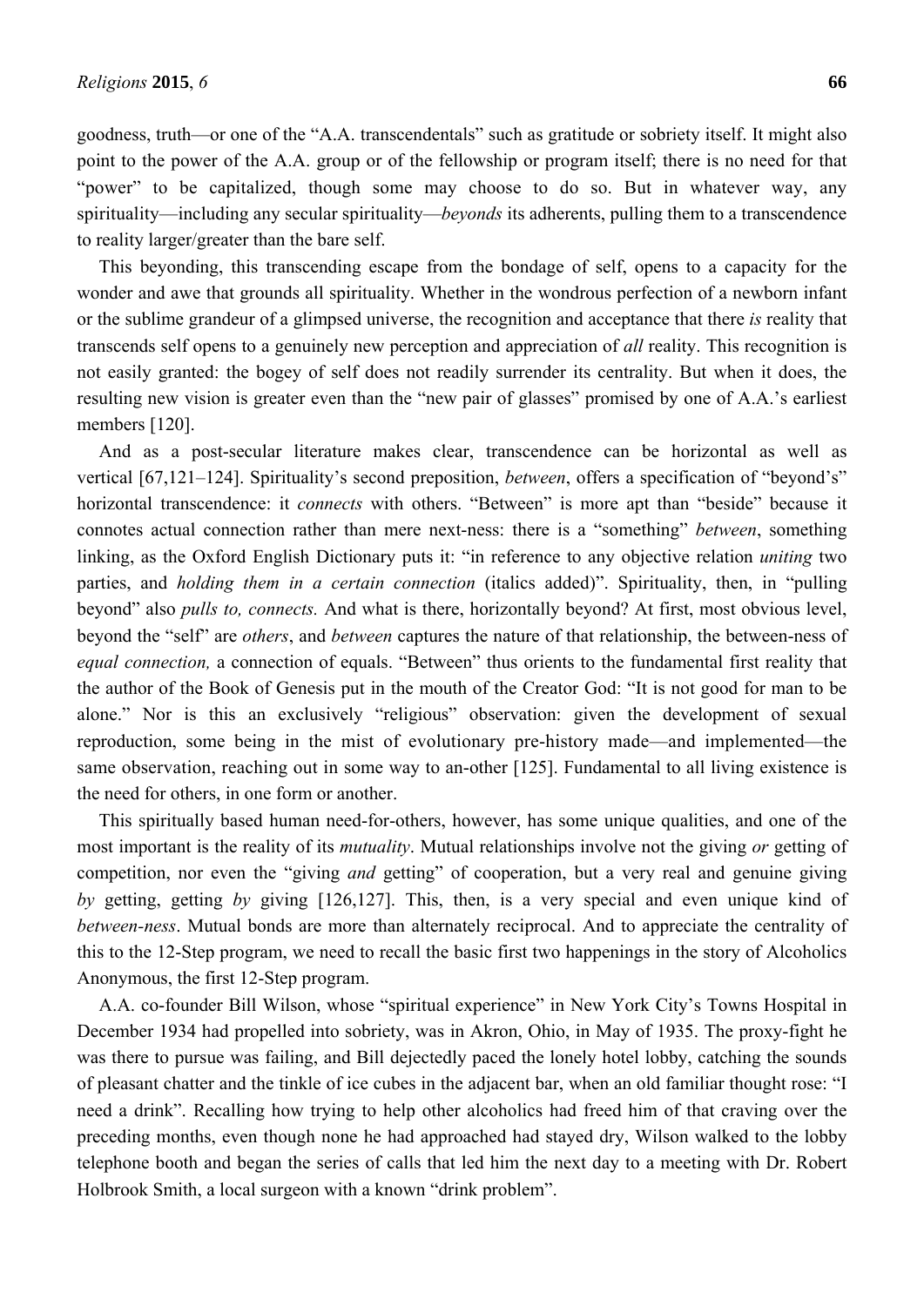goodness, truth—or one of the "A.A. transcendentals" such as gratitude or sobriety itself. It might also point to the power of the A.A. group or of the fellowship or program itself; there is no need for that "power" to be capitalized, though some may choose to do so. But in whatever way, any spirituality—including any secular spirituality—*beyonds* its adherents, pulling them to a transcendence to reality larger/greater than the bare self.

This beyonding, this transcending escape from the bondage of self, opens to a capacity for the wonder and awe that grounds all spirituality. Whether in the wondrous perfection of a newborn infant or the sublime grandeur of a glimpsed universe, the recognition and acceptance that there *is* reality that transcends self opens to a genuinely new perception and appreciation of *all* reality. This recognition is not easily granted: the bogey of self does not readily surrender its centrality. But when it does, the resulting new vision is greater even than the "new pair of glasses" promised by one of A.A.'s earliest members [120].

And as a post-secular literature makes clear, transcendence can be horizontal as well as vertical [67,121–124]. Spirituality's second preposition, *between*, offers a specification of "beyond's" horizontal transcendence: it *connects* with others. "Between" is more apt than "beside" because it connotes actual connection rather than mere next-ness: there is a "something" *between*, something linking, as the Oxford English Dictionary puts it: "in reference to any objective relation *uniting* two parties, and *holding them in a certain connection* (italics added)". Spirituality, then, in "pulling beyond" also *pulls to, connects.* And what is there, horizontally beyond? At first, most obvious level, beyond the "self" are *others*, and *between* captures the nature of that relationship, the between-ness of *equal connection,* a connection of equals. "Between" thus orients to the fundamental first reality that the author of the Book of Genesis put in the mouth of the Creator God: "It is not good for man to be alone." Nor is this an exclusively "religious" observation: given the development of sexual reproduction, some being in the mist of evolutionary pre-history made—and implemented—the same observation, reaching out in some way to an-other [125]. Fundamental to all living existence is the need for others, in one form or another.

This spiritually based human need-for-others, however, has some unique qualities, and one of the most important is the reality of its *mutuality*. Mutual relationships involve not the giving *or* getting of competition, nor even the "giving *and* getting" of cooperation, but a very real and genuine giving *by* getting, getting *by* giving [126,127]. This, then, is a very special and even unique kind of *between-ness*. Mutual bonds are more than alternately reciprocal. And to appreciate the centrality of this to the 12-Step program, we need to recall the basic first two happenings in the story of Alcoholics Anonymous, the first 12-Step program.

A.A. co-founder Bill Wilson, whose "spiritual experience" in New York City's Towns Hospital in December 1934 had propelled into sobriety, was in Akron, Ohio, in May of 1935. The proxy-fight he was there to pursue was failing, and Bill dejectedly paced the lonely hotel lobby, catching the sounds of pleasant chatter and the tinkle of ice cubes in the adjacent bar, when an old familiar thought rose: "I need a drink". Recalling how trying to help other alcoholics had freed him of that craving over the preceding months, even though none he had approached had stayed dry, Wilson walked to the lobby telephone booth and began the series of calls that led him the next day to a meeting with Dr. Robert Holbrook Smith, a local surgeon with a known "drink problem".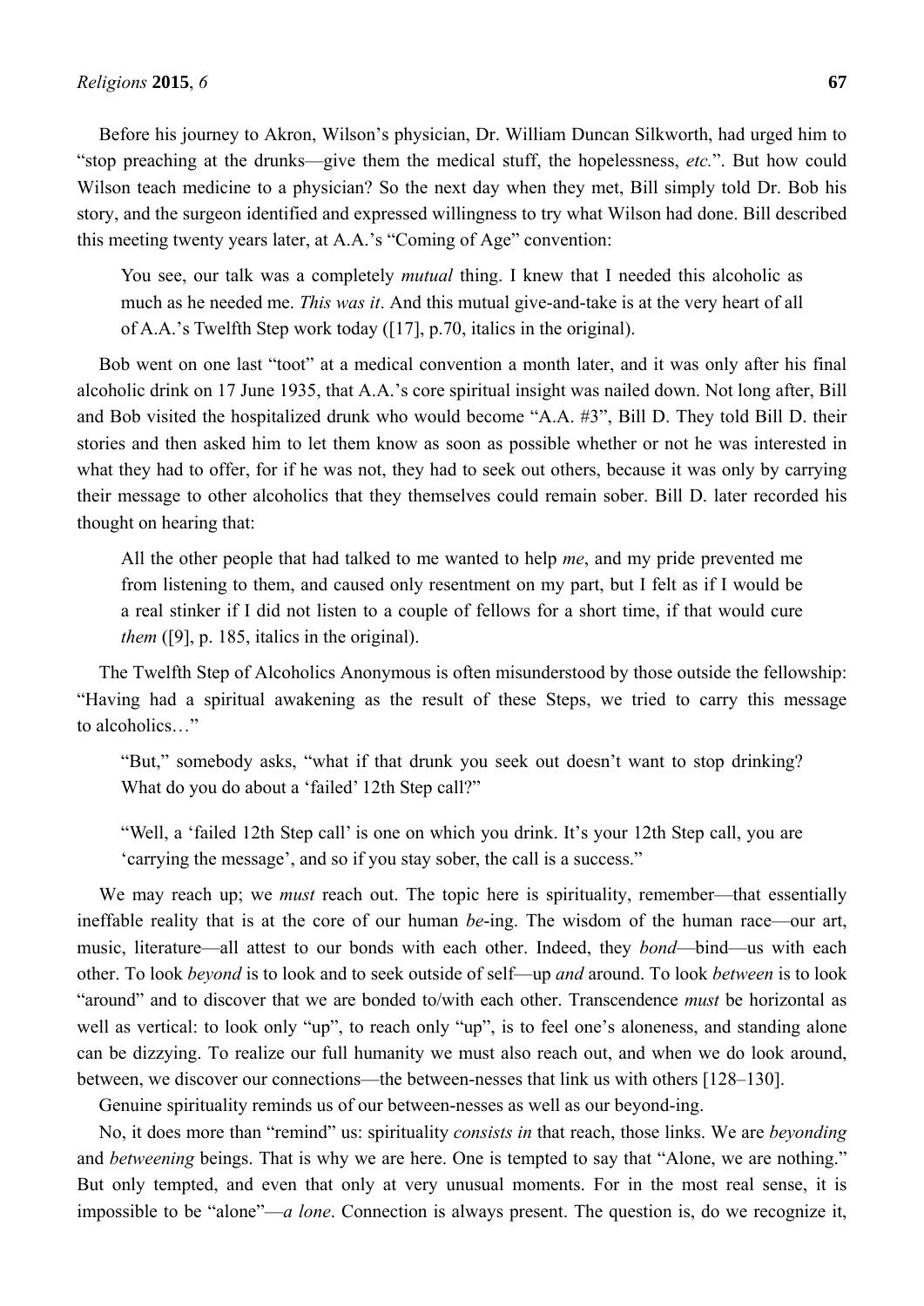Before his journey to Akron, Wilson's physician, Dr. William Duncan Silkworth, had urged him to "stop preaching at the drunks—give them the medical stuff, the hopelessness, *etc.*". But how could Wilson teach medicine to a physician? So the next day when they met, Bill simply told Dr. Bob his story, and the surgeon identified and expressed willingness to try what Wilson had done. Bill described this meeting twenty years later, at A.A.'s "Coming of Age" convention:

> You see, our talk was a completely *mutual* thing. I knew that I needed this alcoholic as much as he needed me. *This was it*. And this mutual give-and-take is at the very heart of all of A.A.'s Twelfth Step work today ([17], p.70, italics in the original).

Bob went on one last "toot" at a medical convention a month later, and it was only after his final alcoholic drink on 17 June 1935, that A.A.'s core spiritual insight was nailed down. Not long after, Bill and Bob visited the hospitalized drunk who would become "A.A. #3", Bill D. They told Bill D. their stories and then asked him to let them know as soon as possible whether or not he was interested in what they had to offer, for if he was not, they had to seek out others, because it was only by carrying their message to other alcoholics that they themselves could remain sober. Bill D. later recorded his thought on hearing that:

> All the other people that had talked to me wanted to help *me*, and my pride prevented me from listening to them, and caused only resentment on my part, but I felt as if I would be a real stinker if I did not listen to a couple of fellows for a short time, if that would cure *them* ([9], p. 185, italics in the original).

The Twelfth Step of Alcoholics Anonymous is often misunderstood by those outside the fellowship: "Having had a spiritual awakening as the result of these Steps, we tried to carry this message to alcoholics…"

> "But," somebody asks, "what if that drunk you seek out doesn't want to stop drinking? What do you do about a 'failed' 12th Step call?"
>
> "Well, a 'failed 12th Step call' is one on which you drink. It's your 12th Step call, you are 'carrying the message', and so if you stay sober, the call is a success."

We may reach up; we *must* reach out. The topic here is spirituality, remember—that essentially ineffable reality that is at the core of our human *be*-ing. The wisdom of the human race—our art, music, literature—all attest to our bonds with each other. Indeed, they *bond*—bind—us with each other. To look *beyond* is to look and to seek outside of self—up *and* around. To look *between* is to look "around" and to discover that we are bonded to/with each other. Transcendence *must* be horizontal as well as vertical: to look only "up", to reach only "up", is to feel one's aloneness, and standing alone can be dizzying. To realize our full humanity we must also reach out, and when we do look around, between, we discover our connections—the between-nesses that link us with others [128–130].

Genuine spirituality reminds us of our between-nesses as well as our beyond-ing.

No, it does more than "remind" us: spirituality *consists in* that reach, those links. We are *beyonding* and *betweening* beings. That is why we are here. One is tempted to say that "Alone, we are nothing." But only tempted, and even that only at very unusual moments. For in the most real sense, it is impossible to be "alone"—*a lone*. Connection is always present. The question is, do we recognize it,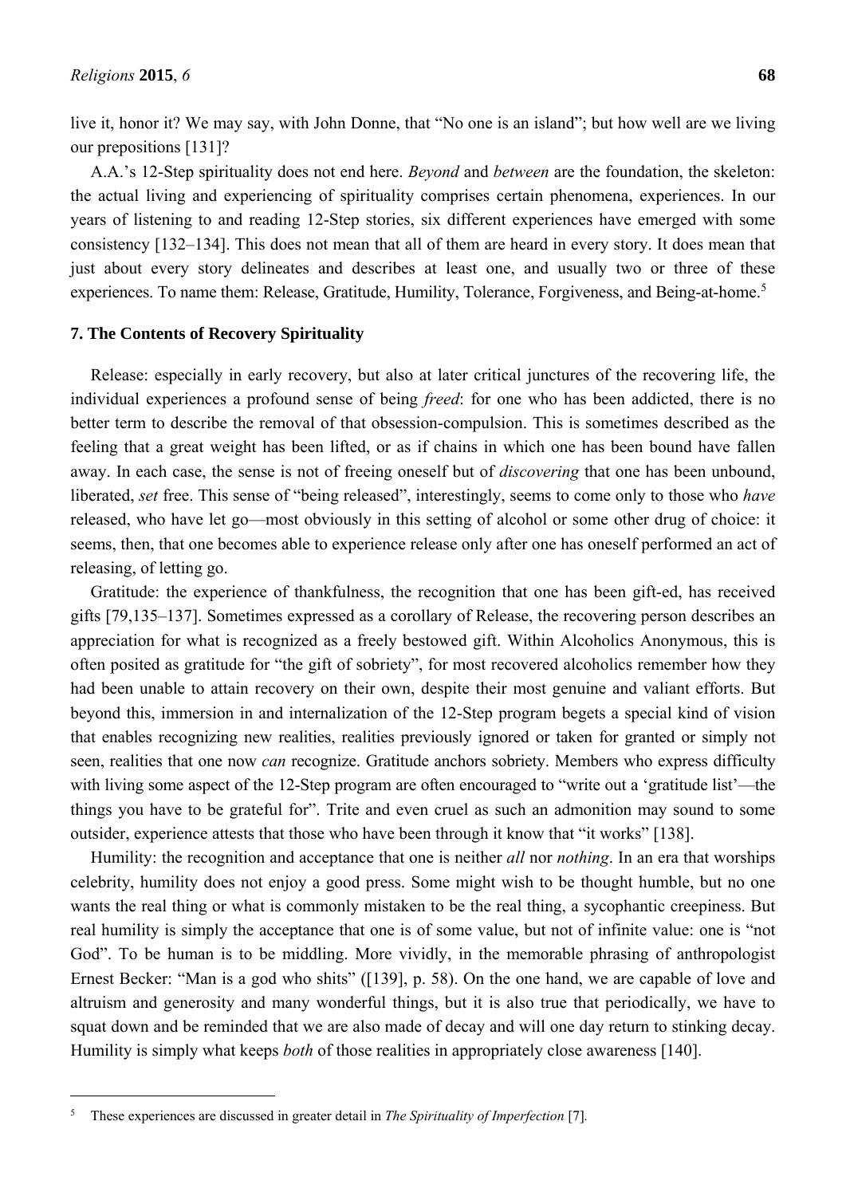live it, honor it? We may say, with John Donne, that "No one is an island"; but how well are we living our prepositions [131]?

A.A.'s 12-Step spirituality does not end here. *Beyond* and *between* are the foundation, the skeleton: the actual living and experiencing of spirituality comprises certain phenomena, experiences. In our years of listening to and reading 12-Step stories, six different experiences have emerged with some consistency [132–134]. This does not mean that all of them are heard in every story. It does mean that just about every story delineates and describes at least one, and usually two or three of these experiences. To name them: Release, Gratitude, Humility, Tolerance, Forgiveness, and Being-at-home.[5]

## 7. The Contents of Recovery Spirituality

Release: especially in early recovery, but also at later critical junctures of the recovering life, the individual experiences a profound sense of being *freed*: for one who has been addicted, there is no better term to describe the removal of that obsession-compulsion. This is sometimes described as the feeling that a great weight has been lifted, or as if chains in which one has been bound have fallen away. In each case, the sense is not of freeing oneself but of *discovering* that one has been unbound, liberated, *set* free. This sense of "being released", interestingly, seems to come only to those who *have* released, who have let go—most obviously in this setting of alcohol or some other drug of choice: it seems, then, that one becomes able to experience release only after one has oneself performed an act of releasing, of letting go.

Gratitude: the experience of thankfulness, the recognition that one has been gift-ed, has received gifts [79,135–137]. Sometimes expressed as a corollary of Release, the recovering person describes an appreciation for what is recognized as a freely bestowed gift. Within Alcoholics Anonymous, this is often posited as gratitude for "the gift of sobriety", for most recovered alcoholics remember how they had been unable to attain recovery on their own, despite their most genuine and valiant efforts. But beyond this, immersion in and internalization of the 12-Step program begets a special kind of vision that enables recognizing new realities, realities previously ignored or taken for granted or simply not seen, realities that one now *can* recognize. Gratitude anchors sobriety. Members who express difficulty with living some aspect of the 12-Step program are often encouraged to "write out a 'gratitude list'—the things you have to be grateful for". Trite and even cruel as such an admonition may sound to some outsider, experience attests that those who have been through it know that "it works" [138].

Humility: the recognition and acceptance that one is neither *all* nor *nothing*. In an era that worships celebrity, humility does not enjoy a good press. Some might wish to be thought humble, but no one wants the real thing or what is commonly mistaken to be the real thing, a sycophantic creepiness. But real humility is simply the acceptance that one is of some value, but not of infinite value: one is "not God". To be human is to be middling. More vividly, in the memorable phrasing of anthropologist Ernest Becker: "Man is a god who shits" ([139], p. 58). On the one hand, we are capable of love and altruism and generosity and many wonderful things, but it is also true that periodically, we have to squat down and be reminded that we are also made of decay and will one day return to stinking decay. Humility is simply what keeps *both* of those realities in appropriately close awareness [140].

---

[5] These experiences are discussed in greater detail in *The Spirituality of Imperfection* [7].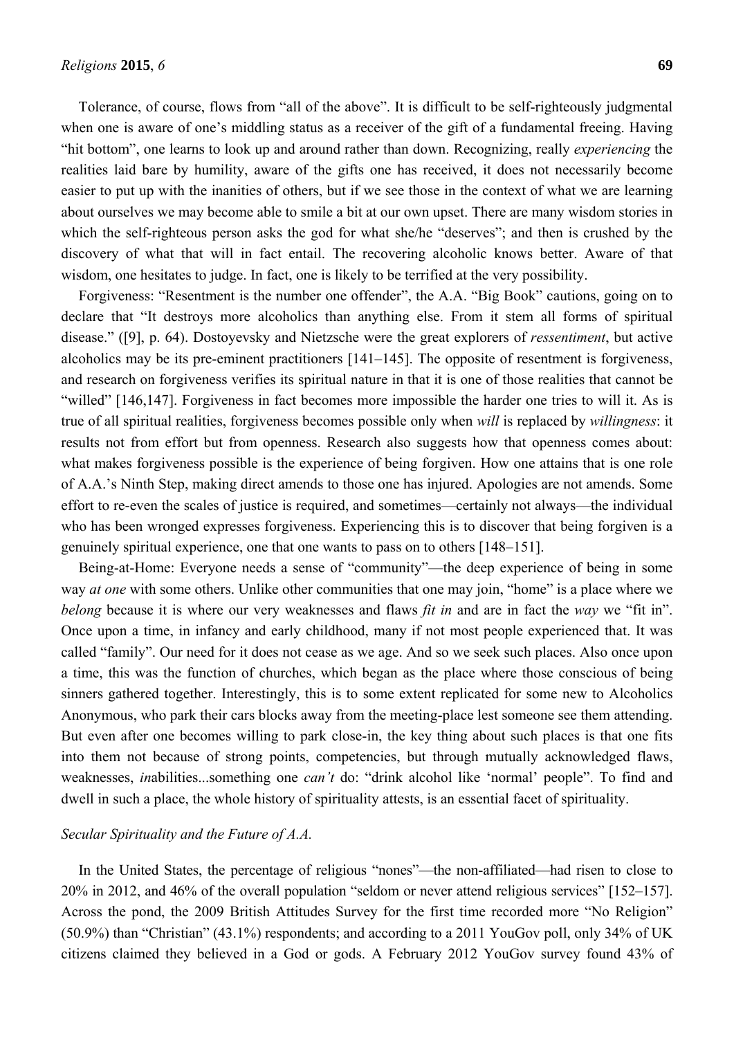Tolerance, of course, flows from "all of the above". It is difficult to be self-righteously judgmental when one is aware of one's middling status as a receiver of the gift of a fundamental freeing. Having "hit bottom", one learns to look up and around rather than down. Recognizing, really *experiencing* the realities laid bare by humility, aware of the gifts one has received, it does not necessarily become easier to put up with the inanities of others, but if we see those in the context of what we are learning about ourselves we may become able to smile a bit at our own upset. There are many wisdom stories in which the self-righteous person asks the god for what she/he "deserves"; and then is crushed by the discovery of what that will in fact entail. The recovering alcoholic knows better. Aware of that wisdom, one hesitates to judge. In fact, one is likely to be terrified at the very possibility.

Forgiveness: "Resentment is the number one offender", the A.A. "Big Book" cautions, going on to declare that "It destroys more alcoholics than anything else. From it stem all forms of spiritual disease." ([9], p. 64). Dostoyevsky and Nietzsche were the great explorers of *ressentiment*, but active alcoholics may be its pre-eminent practitioners [141–145]. The opposite of resentment is forgiveness, and research on forgiveness verifies its spiritual nature in that it is one of those realities that cannot be "willed" [146,147]. Forgiveness in fact becomes more impossible the harder one tries to will it. As is true of all spiritual realities, forgiveness becomes possible only when *will* is replaced by *willingness*: it results not from effort but from openness. Research also suggests how that openness comes about: what makes forgiveness possible is the experience of being forgiven. How one attains that is one role of A.A.'s Ninth Step, making direct amends to those one has injured. Apologies are not amends. Some effort to re-even the scales of justice is required, and sometimes—certainly not always—the individual who has been wronged expresses forgiveness. Experiencing this is to discover that being forgiven is a genuinely spiritual experience, one that one wants to pass on to others [148–151].

Being-at-Home: Everyone needs a sense of "community"—the deep experience of being in some way *at one* with some others. Unlike other communities that one may join, "home" is a place where we *belong* because it is where our very weaknesses and flaws *fit in* and are in fact the *way* we "fit in". Once upon a time, in infancy and early childhood, many if not most people experienced that. It was called "family". Our need for it does not cease as we age. And so we seek such places. Also once upon a time, this was the function of churches, which began as the place where those conscious of being sinners gathered together. Interestingly, this is to some extent replicated for some new to Alcoholics Anonymous, who park their cars blocks away from the meeting-place lest someone see them attending. But even after one becomes willing to park close-in, the key thing about such places is that one fits into them not because of strong points, competencies, but through mutually acknowledged flaws, weaknesses, *in*abilities...something one *can't* do: "drink alcohol like 'normal' people". To find and dwell in such a place, the whole history of spirituality attests, is an essential facet of spirituality.

*Secular Spirituality and the Future of A.A.*

In the United States, the percentage of religious "nones"—the non-affiliated—had risen to close to 20% in 2012, and 46% of the overall population "seldom or never attend religious services" [152–157]. Across the pond, the 2009 British Attitudes Survey for the first time recorded more "No Religion" (50.9%) than "Christian" (43.1%) respondents; and according to a 2011 YouGov poll, only 34% of UK citizens claimed they believed in a God or gods. A February 2012 YouGov survey found 43% of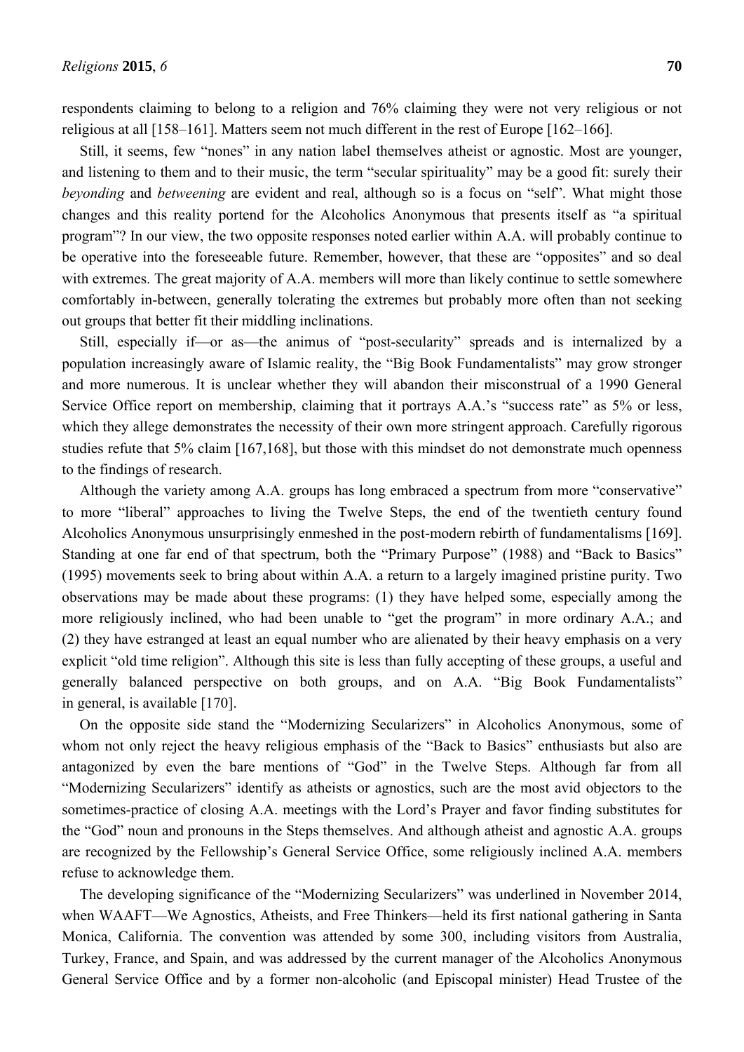respondents claiming to belong to a religion and 76% claiming they were not very religious or not religious at all [158–161]. Matters seem not much different in the rest of Europe [162–166].

Still, it seems, few "nones" in any nation label themselves atheist or agnostic. Most are younger, and listening to them and to their music, the term "secular spirituality" may be a good fit: surely their *beyonding* and *betweening* are evident and real, although so is a focus on "self". What might those changes and this reality portend for the Alcoholics Anonymous that presents itself as "a spiritual program"? In our view, the two opposite responses noted earlier within A.A. will probably continue to be operative into the foreseeable future. Remember, however, that these are "opposites" and so deal with extremes. The great majority of A.A. members will more than likely continue to settle somewhere comfortably in-between, generally tolerating the extremes but probably more often than not seeking out groups that better fit their middling inclinations.

Still, especially if—or as—the animus of "post-secularity" spreads and is internalized by a population increasingly aware of Islamic reality, the "Big Book Fundamentalists" may grow stronger and more numerous. It is unclear whether they will abandon their misconstrual of a 1990 General Service Office report on membership, claiming that it portrays A.A.'s "success rate" as 5% or less, which they allege demonstrates the necessity of their own more stringent approach. Carefully rigorous studies refute that 5% claim [167,168], but those with this mindset do not demonstrate much openness to the findings of research.

Although the variety among A.A. groups has long embraced a spectrum from more "conservative" to more "liberal" approaches to living the Twelve Steps, the end of the twentieth century found Alcoholics Anonymous unsurprisingly enmeshed in the post-modern rebirth of fundamentalisms [169]. Standing at one far end of that spectrum, both the "Primary Purpose" (1988) and "Back to Basics" (1995) movements seek to bring about within A.A. a return to a largely imagined pristine purity. Two observations may be made about these programs: (1) they have helped some, especially among the more religiously inclined, who had been unable to "get the program" in more ordinary A.A.; and (2) they have estranged at least an equal number who are alienated by their heavy emphasis on a very explicit "old time religion". Although this site is less than fully accepting of these groups, a useful and generally balanced perspective on both groups, and on A.A. "Big Book Fundamentalists" in general, is available [170].

On the opposite side stand the "Modernizing Secularizers" in Alcoholics Anonymous, some of whom not only reject the heavy religious emphasis of the "Back to Basics" enthusiasts but also are antagonized by even the bare mentions of "God" in the Twelve Steps. Although far from all "Modernizing Secularizers" identify as atheists or agnostics, such are the most avid objectors to the sometimes-practice of closing A.A. meetings with the Lord's Prayer and favor finding substitutes for the "God" noun and pronouns in the Steps themselves. And although atheist and agnostic A.A. groups are recognized by the Fellowship's General Service Office, some religiously inclined A.A. members refuse to acknowledge them.

The developing significance of the "Modernizing Secularizers" was underlined in November 2014, when WAAFT—We Agnostics, Atheists, and Free Thinkers—held its first national gathering in Santa Monica, California. The convention was attended by some 300, including visitors from Australia, Turkey, France, and Spain, and was addressed by the current manager of the Alcoholics Anonymous General Service Office and by a former non-alcoholic (and Episcopal minister) Head Trustee of the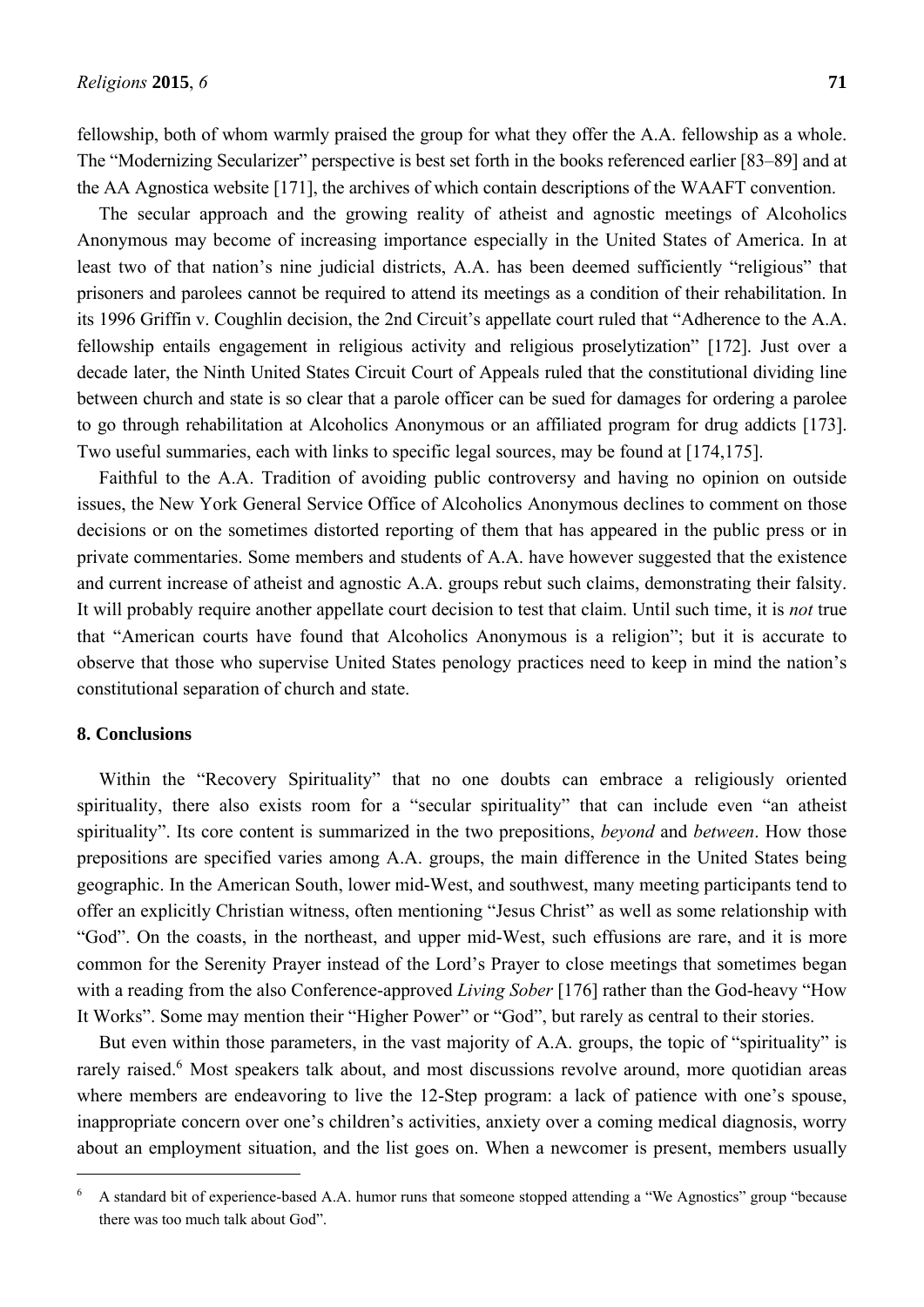fellowship, both of whom warmly praised the group for what they offer the A.A. fellowship as a whole. The "Modernizing Secularizer" perspective is best set forth in the books referenced earlier [83–89] and at the AA Agnostica website [171], the archives of which contain descriptions of the WAAFT convention.

The secular approach and the growing reality of atheist and agnostic meetings of Alcoholics Anonymous may become of increasing importance especially in the United States of America. In at least two of that nation's nine judicial districts, A.A. has been deemed sufficiently "religious" that prisoners and parolees cannot be required to attend its meetings as a condition of their rehabilitation. In its 1996 Griffin v. Coughlin decision, the 2nd Circuit's appellate court ruled that "Adherence to the A.A. fellowship entails engagement in religious activity and religious proselytization" [172]. Just over a decade later, the Ninth United States Circuit Court of Appeals ruled that the constitutional dividing line between church and state is so clear that a parole officer can be sued for damages for ordering a parolee to go through rehabilitation at Alcoholics Anonymous or an affiliated program for drug addicts [173]. Two useful summaries, each with links to specific legal sources, may be found at [174,175].

Faithful to the A.A. Tradition of avoiding public controversy and having no opinion on outside issues, the New York General Service Office of Alcoholics Anonymous declines to comment on those decisions or on the sometimes distorted reporting of them that has appeared in the public press or in private commentaries. Some members and students of A.A. have however suggested that the existence and current increase of atheist and agnostic A.A. groups rebut such claims, demonstrating their falsity. It will probably require another appellate court decision to test that claim. Until such time, it is *not* true that "American courts have found that Alcoholics Anonymous is a religion"; but it is accurate to observe that those who supervise United States penology practices need to keep in mind the nation's constitutional separation of church and state.

## 8. Conclusions

Within the "Recovery Spirituality" that no one doubts can embrace a religiously oriented spirituality, there also exists room for a "secular spirituality" that can include even "an atheist spirituality". Its core content is summarized in the two prepositions, *beyond* and *between*. How those prepositions are specified varies among A.A. groups, the main difference in the United States being geographic. In the American South, lower mid-West, and southwest, many meeting participants tend to offer an explicitly Christian witness, often mentioning "Jesus Christ" as well as some relationship with "God". On the coasts, in the northeast, and upper mid-West, such effusions are rare, and it is more common for the Serenity Prayer instead of the Lord's Prayer to close meetings that sometimes began with a reading from the also Conference-approved *Living Sober* [176] rather than the God-heavy "How It Works". Some may mention their "Higher Power" or "God", but rarely as central to their stories.

But even within those parameters, in the vast majority of A.A. groups, the topic of "spirituality" is rarely raised.[6] Most speakers talk about, and most discussions revolve around, more quotidian areas where members are endeavoring to live the 12-Step program: a lack of patience with one's spouse, inappropriate concern over one's children's activities, anxiety over a coming medical diagnosis, worry about an employment situation, and the list goes on. When a newcomer is present, members usually

[6] A standard bit of experience-based A.A. humor runs that someone stopped attending a "We Agnostics" group "because there was too much talk about God".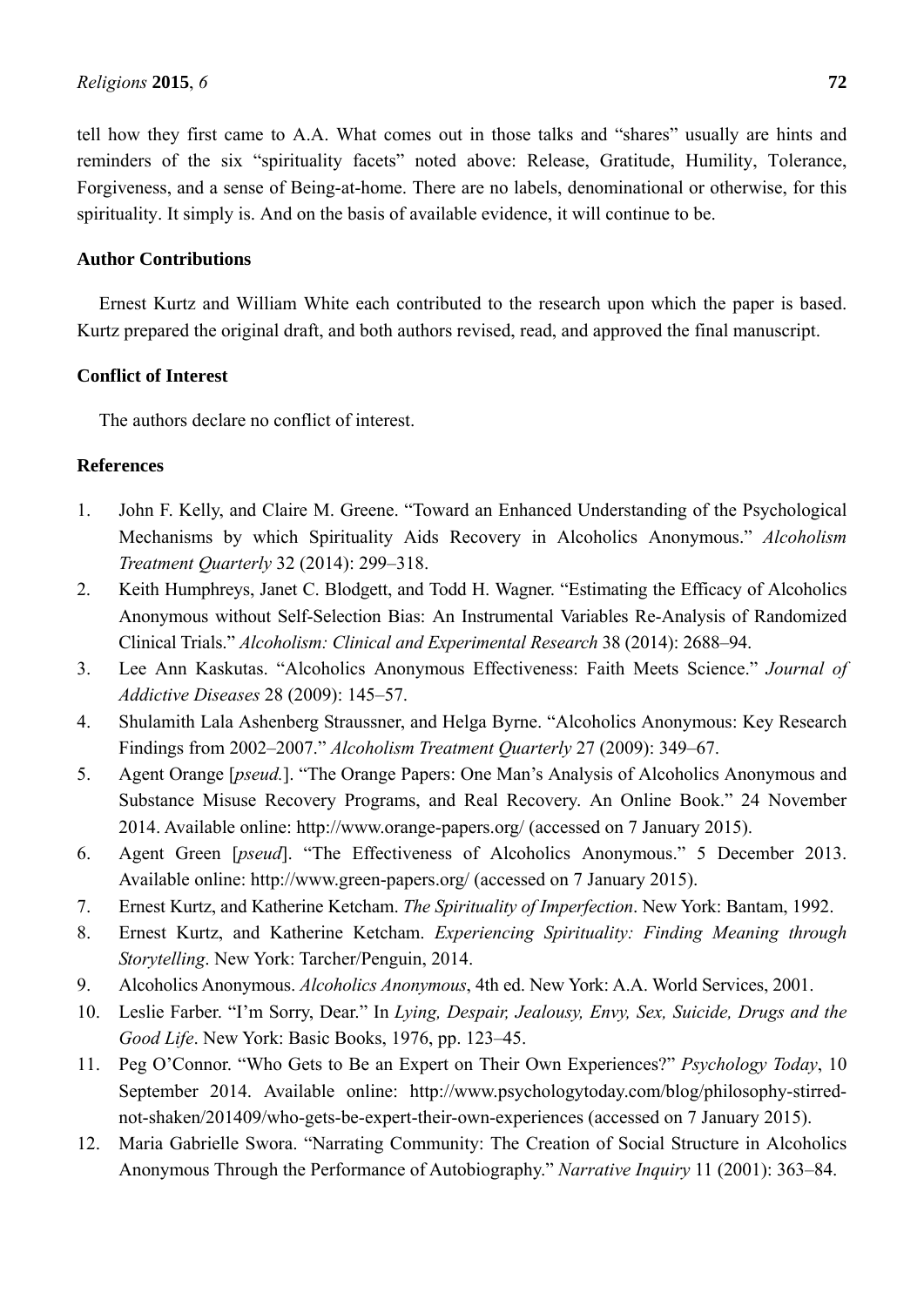tell how they first came to A.A. What comes out in those talks and "shares" usually are hints and reminders of the six "spirituality facets" noted above: Release, Gratitude, Humility, Tolerance, Forgiveness, and a sense of Being-at-home. There are no labels, denominational or otherwise, for this spirituality. It simply is. And on the basis of available evidence, it will continue to be.

## Author Contributions

Ernest Kurtz and William White each contributed to the research upon which the paper is based. Kurtz prepared the original draft, and both authors revised, read, and approved the final manuscript.

## Conflict of Interest

The authors declare no conflict of interest.

## References

1. John F. Kelly, and Claire M. Greene. "Toward an Enhanced Understanding of the Psychological Mechanisms by which Spirituality Aids Recovery in Alcoholics Anonymous." *Alcoholism Treatment Quarterly* 32 (2014): 299–318.
2. Keith Humphreys, Janet C. Blodgett, and Todd H. Wagner. "Estimating the Efficacy of Alcoholics Anonymous without Self-Selection Bias: An Instrumental Variables Re-Analysis of Randomized Clinical Trials." *Alcoholism: Clinical and Experimental Research* 38 (2014): 2688–94.
3. Lee Ann Kaskutas. "Alcoholics Anonymous Effectiveness: Faith Meets Science." *Journal of Addictive Diseases* 28 (2009): 145–57.
4. Shulamith Lala Ashenberg Straussner, and Helga Byrne. "Alcoholics Anonymous: Key Research Findings from 2002–2007." *Alcoholism Treatment Quarterly* 27 (2009): 349–67.
5. Agent Orange [*pseud.*]. "The Orange Papers: One Man's Analysis of Alcoholics Anonymous and Substance Misuse Recovery Programs, and Real Recovery. An Online Book." 24 November 2014. Available online: http://www.orange-papers.org/ (accessed on 7 January 2015).
6. Agent Green [*pseud*]. "The Effectiveness of Alcoholics Anonymous." 5 December 2013. Available online: http://www.green-papers.org/ (accessed on 7 January 2015).
7. Ernest Kurtz, and Katherine Ketcham. *The Spirituality of Imperfection*. New York: Bantam, 1992.
8. Ernest Kurtz, and Katherine Ketcham. *Experiencing Spirituality: Finding Meaning through Storytelling*. New York: Tarcher/Penguin, 2014.
9. Alcoholics Anonymous. *Alcoholics Anonymous*, 4th ed. New York: A.A. World Services, 2001.
10. Leslie Farber. "I'm Sorry, Dear." In *Lying, Despair, Jealousy, Envy, Sex, Suicide, Drugs and the Good Life*. New York: Basic Books, 1976, pp. 123–45.
11. Peg O'Connor. "Who Gets to Be an Expert on Their Own Experiences?" *Psychology Today*, 10 September 2014. Available online: http://www.psychologytoday.com/blog/philosophy-stirred-not-shaken/201409/who-gets-be-expert-their-own-experiences (accessed on 7 January 2015).
12. Maria Gabrielle Swora. "Narrating Community: The Creation of Social Structure in Alcoholics Anonymous Through the Performance of Autobiography." *Narrative Inquiry* 11 (2001): 363–84.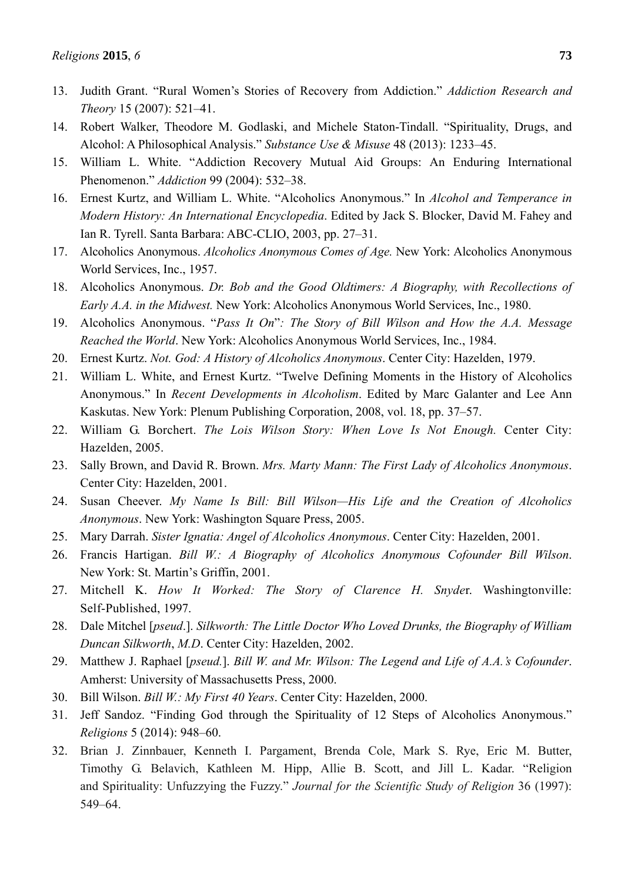13. Judith Grant. “Rural Women’s Stories of Recovery from Addiction.” *Addiction Research and Theory* 15 (2007): 521–41.
14. Robert Walker, Theodore M. Godlaski, and Michele Staton-Tindall. “Spirituality, Drugs, and Alcohol: A Philosophical Analysis.” *Substance Use & Misuse* 48 (2013): 1233–45.
15. William L. White. “Addiction Recovery Mutual Aid Groups: An Enduring International Phenomenon.” *Addiction* 99 (2004): 532–38.
16. Ernest Kurtz, and William L. White. “Alcoholics Anonymous.” In *Alcohol and Temperance in Modern History: An International Encyclopedia*. Edited by Jack S. Blocker, David M. Fahey and Ian R. Tyrell. Santa Barbara: ABC-CLIO, 2003, pp. 27–31.
17. Alcoholics Anonymous. *Alcoholics Anonymous Comes of Age.* New York: Alcoholics Anonymous World Services, Inc., 1957.
18. Alcoholics Anonymous. *Dr. Bob and the Good Oldtimers: A Biography, with Recollections of Early A.A. in the Midwest.* New York: Alcoholics Anonymous World Services, Inc., 1980.
19. Alcoholics Anonymous. “*Pass It On*”*: The Story of Bill Wilson and How the A.A. Message Reached the World*. New York: Alcoholics Anonymous World Services, Inc., 1984.
20. Ernest Kurtz. *Not. God: A History of Alcoholics Anonymous*. Center City: Hazelden, 1979.
21. William L. White, and Ernest Kurtz. “Twelve Defining Moments in the History of Alcoholics Anonymous.” In *Recent Developments in Alcoholism*. Edited by Marc Galanter and Lee Ann Kaskutas. New York: Plenum Publishing Corporation, 2008, vol. 18, pp. 37–57.
22. William G. Borchert. *The Lois Wilson Story: When Love Is Not Enough.* Center City: Hazelden, 2005.
23. Sally Brown, and David R. Brown. *Mrs. Marty Mann: The First Lady of Alcoholics Anonymous*. Center City: Hazelden, 2001.
24. Susan Cheever. *My Name Is Bill: Bill Wilson—His Life and the Creation of Alcoholics Anonymous*. New York: Washington Square Press, 2005.
25. Mary Darrah. *Sister Ignatia: Angel of Alcoholics Anonymous*. Center City: Hazelden, 2001.
26. Francis Hartigan. *Bill W.: A Biography of Alcoholics Anonymous Cofounder Bill Wilson*. New York: St. Martin’s Griffin, 2001.
27. Mitchell K. *How It Worked: The Story of Clarence H. Snyde*r. Washingtonville: Self-Published, 1997.
28. Dale Mitchel [*pseud*.]. *Silkworth: The Little Doctor Who Loved Drunks, the Biography of William Duncan Silkworth*, *M.D*. Center City: Hazelden, 2002.
29. Matthew J. Raphael [*pseud.*]. *Bill W. and Mr. Wilson: The Legend and Life of A.A.'s Cofounder*. Amherst: University of Massachusetts Press, 2000.
30. Bill Wilson. *Bill W.: My First 40 Years*. Center City: Hazelden, 2000.
31. Jeff Sandoz. “Finding God through the Spirituality of 12 Steps of Alcoholics Anonymous.” *Religions* 5 (2014): 948–60.
32. Brian J. Zinnbauer, Kenneth I. Pargament, Brenda Cole, Mark S. Rye, Eric M. Butter, Timothy G. Belavich, Kathleen M. Hipp, Allie B. Scott, and Jill L. Kadar. “Religion and Spirituality: Unfuzzying the Fuzzy.” *Journal for the Scientific Study of Religion* 36 (1997): 549–64.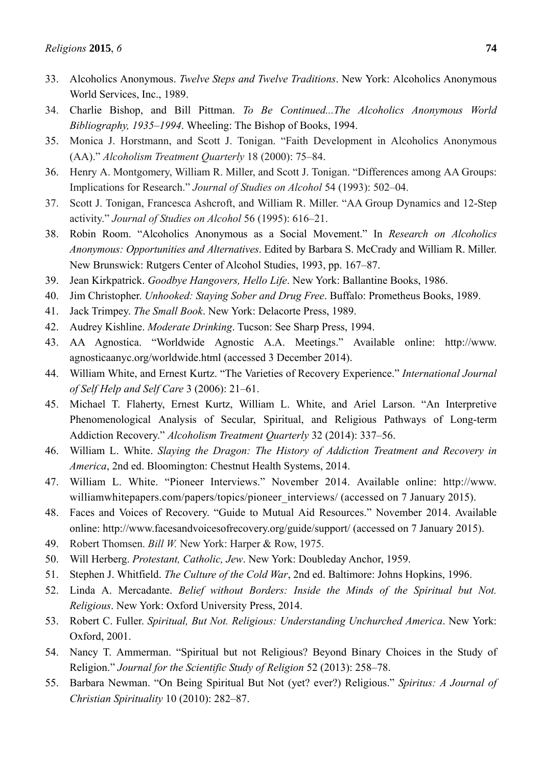33. Alcoholics Anonymous. *Twelve Steps and Twelve Traditions*. New York: Alcoholics Anonymous World Services, Inc., 1989.
34. Charlie Bishop, and Bill Pittman. *To Be Continued...The Alcoholics Anonymous World Bibliography, 1935–1994*. Wheeling: The Bishop of Books, 1994.
35. Monica J. Horstmann, and Scott J. Tonigan. "Faith Development in Alcoholics Anonymous (AA)." *Alcoholism Treatment Quarterly* 18 (2000): 75–84.
36. Henry A. Montgomery, William R. Miller, and Scott J. Tonigan. "Differences among AA Groups: Implications for Research." *Journal of Studies on Alcohol* 54 (1993): 502–04.
37. Scott J. Tonigan, Francesca Ashcroft, and William R. Miller. "AA Group Dynamics and 12-Step activity." *Journal of Studies on Alcohol* 56 (1995): 616–21.
38. Robin Room. "Alcoholics Anonymous as a Social Movement." In *Research on Alcoholics Anonymous: Opportunities and Alternatives*. Edited by Barbara S. McCrady and William R. Miller. New Brunswick: Rutgers Center of Alcohol Studies, 1993, pp. 167–87.
39. Jean Kirkpatrick. *Goodbye Hangovers, Hello Life*. New York: Ballantine Books, 1986.
40. Jim Christopher. *Unhooked: Staying Sober and Drug Free*. Buffalo: Prometheus Books, 1989.
41. Jack Trimpey. *The Small Book*. New York: Delacorte Press, 1989.
42. Audrey Kishline. *Moderate Drinking*. Tucson: See Sharp Press, 1994.
43. AA Agnostica. "Worldwide Agnostic A.A. Meetings." Available online: http://www.agnosticaanyc.org/worldwide.html (accessed 3 December 2014).
44. William White, and Ernest Kurtz. "The Varieties of Recovery Experience." *International Journal of Self Help and Self Care* 3 (2006): 21–61.
45. Michael T. Flaherty, Ernest Kurtz, William L. White, and Ariel Larson. "An Interpretive Phenomenological Analysis of Secular, Spiritual, and Religious Pathways of Long-term Addiction Recovery." *Alcoholism Treatment Quarterly* 32 (2014): 337–56.
46. William L. White. *Slaying the Dragon: The History of Addiction Treatment and Recovery in America*, 2nd ed. Bloomington: Chestnut Health Systems, 2014.
47. William L. White. "Pioneer Interviews." November 2014. Available online: http://www.williamwhitepapers.com/papers/topics/pioneer_interviews/ (accessed on 7 January 2015).
48. Faces and Voices of Recovery. "Guide to Mutual Aid Resources." November 2014. Available online: http://www.facesandvoicesofrecovery.org/guide/support/ (accessed on 7 January 2015).
49. Robert Thomsen. *Bill W.* New York: Harper & Row, 1975.
50. Will Herberg. *Protestant, Catholic, Jew*. New York: Doubleday Anchor, 1959.
51. Stephen J. Whitfield. *The Culture of the Cold War*, 2nd ed. Baltimore: Johns Hopkins, 1996.
52. Linda A. Mercadante. *Belief without Borders: Inside the Minds of the Spiritual but Not. Religious*. New York: Oxford University Press, 2014.
53. Robert C. Fuller. *Spiritual, But Not. Religious: Understanding Unchurched America*. New York: Oxford, 2001.
54. Nancy T. Ammerman. "Spiritual but not Religious? Beyond Binary Choices in the Study of Religion." *Journal for the Scientific Study of Religion* 52 (2013): 258–78.
55. Barbara Newman. "On Being Spiritual But Not (yet? ever?) Religious." *Spiritus: A Journal of Christian Spirituality* 10 (2010): 282–87.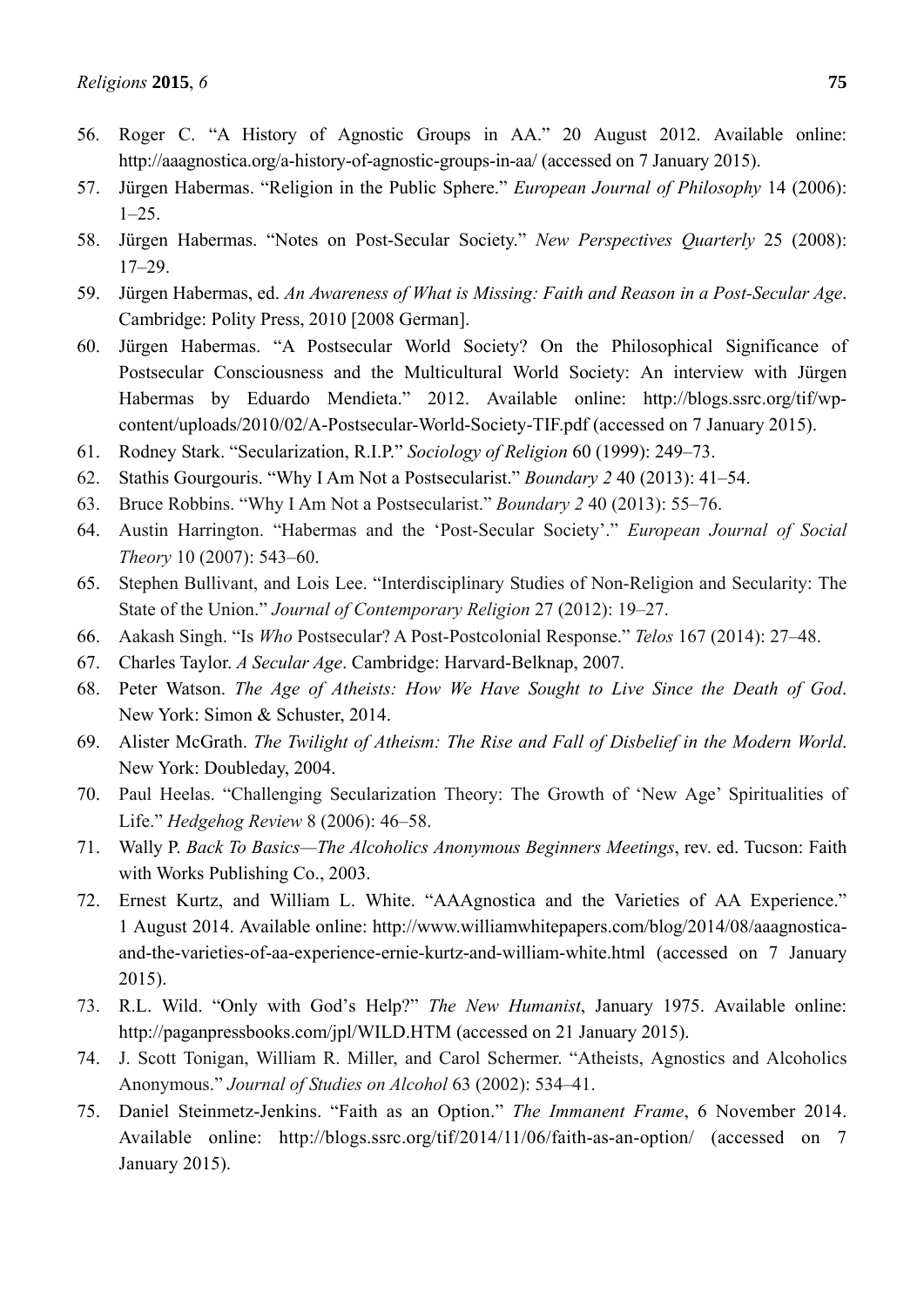56. Roger C. "A History of Agnostic Groups in AA." 20 August 2012. Available online: http://aaagnostica.org/a-history-of-agnostic-groups-in-aa/ (accessed on 7 January 2015).
57. Jürgen Habermas. "Religion in the Public Sphere." *European Journal of Philosophy* 14 (2006): 1–25.
58. Jürgen Habermas. "Notes on Post-Secular Society." *New Perspectives Quarterly* 25 (2008): 17–29.
59. Jürgen Habermas, ed. *An Awareness of What is Missing: Faith and Reason in a Post-Secular Age*. Cambridge: Polity Press, 2010 [2008 German].
60. Jürgen Habermas. "A Postsecular World Society? On the Philosophical Significance of Postsecular Consciousness and the Multicultural World Society: An interview with Jürgen Habermas by Eduardo Mendieta." 2012. Available online: http://blogs.ssrc.org/tif/wp-content/uploads/2010/02/A-Postsecular-World-Society-TIF.pdf (accessed on 7 January 2015).
61. Rodney Stark. "Secularization, R.I.P." *Sociology of Religion* 60 (1999): 249–73.
62. Stathis Gourgouris. "Why I Am Not a Postsecularist." *Boundary 2* 40 (2013): 41–54.
63. Bruce Robbins. "Why I Am Not a Postsecularist." *Boundary 2* 40 (2013): 55–76.
64. Austin Harrington. "Habermas and the 'Post-Secular Society'." *European Journal of Social Theory* 10 (2007): 543–60.
65. Stephen Bullivant, and Lois Lee. "Interdisciplinary Studies of Non-Religion and Secularity: The State of the Union." *Journal of Contemporary Religion* 27 (2012): 19–27.
66. Aakash Singh. "Is *Who* Postsecular? A Post-Postcolonial Response." *Telos* 167 (2014): 27–48.
67. Charles Taylor. *A Secular Age*. Cambridge: Harvard-Belknap, 2007.
68. Peter Watson. *The Age of Atheists: How We Have Sought to Live Since the Death of God*. New York: Simon & Schuster, 2014.
69. Alister McGrath. *The Twilight of Atheism: The Rise and Fall of Disbelief in the Modern World*. New York: Doubleday, 2004.
70. Paul Heelas. "Challenging Secularization Theory: The Growth of 'New Age' Spiritualities of Life." *Hedgehog Review* 8 (2006): 46–58.
71. Wally P. *Back To Basics—The Alcoholics Anonymous Beginners Meetings*, rev. ed. Tucson: Faith with Works Publishing Co., 2003.
72. Ernest Kurtz, and William L. White. "AAAgnostica and the Varieties of AA Experience." 1 August 2014. Available online: http://www.williamwhitepapers.com/blog/2014/08/aaagnostica-and-the-varieties-of-aa-experience-ernie-kurtz-and-william-white.html (accessed on 7 January 2015).
73. R.L. Wild. "Only with God's Help?" *The New Humanist*, January 1975. Available online: http://paganpressbooks.com/jpl/WILD.HTM (accessed on 21 January 2015).
74. J. Scott Tonigan, William R. Miller, and Carol Schermer. "Atheists, Agnostics and Alcoholics Anonymous." *Journal of Studies on Alcohol* 63 (2002): 534–41.
75. Daniel Steinmetz-Jenkins. "Faith as an Option." *The Immanent Frame*, 6 November 2014. Available online: http://blogs.ssrc.org/tif/2014/11/06/faith-as-an-option/ (accessed on 7 January 2015).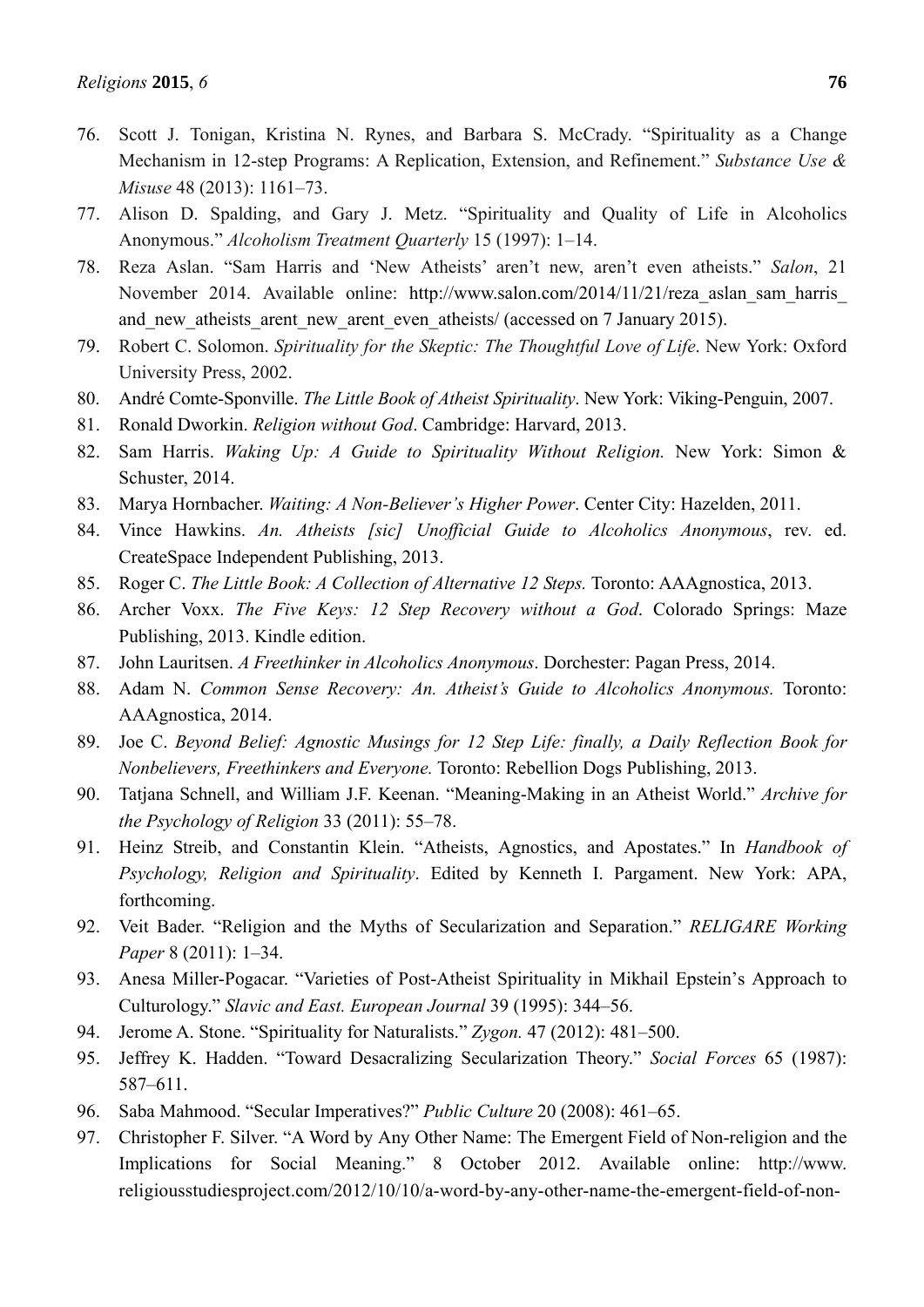76. Scott J. Tonigan, Kristina N. Rynes, and Barbara S. McCrady. "Spirituality as a Change Mechanism in 12-step Programs: A Replication, Extension, and Refinement." *Substance Use & Misuse* 48 (2013): 1161–73.
77. Alison D. Spalding, and Gary J. Metz. "Spirituality and Quality of Life in Alcoholics Anonymous." *Alcoholism Treatment Quarterly* 15 (1997): 1–14.
78. Reza Aslan. "Sam Harris and 'New Atheists' aren't new, aren't even atheists." *Salon*, 21 November 2014. Available online: http://www.salon.com/2014/11/21/reza_aslan_sam_harris_and_new_atheists_arent_new_arent_even_atheists/ (accessed on 7 January 2015).
79. Robert C. Solomon. *Spirituality for the Skeptic: The Thoughtful Love of Life*. New York: Oxford University Press, 2002.
80. André Comte-Sponville. *The Little Book of Atheist Spirituality*. New York: Viking-Penguin, 2007.
81. Ronald Dworkin. *Religion without God*. Cambridge: Harvard, 2013.
82. Sam Harris. *Waking Up: A Guide to Spirituality Without Religion.* New York: Simon & Schuster, 2014.
83. Marya Hornbacher. *Waiting: A Non-Believer's Higher Power*. Center City: Hazelden, 2011.
84. Vince Hawkins. *An. Atheists [sic] Unofficial Guide to Alcoholics Anonymous*, rev. ed. CreateSpace Independent Publishing, 2013.
85. Roger C. *The Little Book: A Collection of Alternative 12 Steps.* Toronto: AAAgnostica, 2013.
86. Archer Voxx. *The Five Keys: 12 Step Recovery without a God*. Colorado Springs: Maze Publishing, 2013. Kindle edition.
87. John Lauritsen. *A Freethinker in Alcoholics Anonymous*. Dorchester: Pagan Press, 2014.
88. Adam N. *Common Sense Recovery: An. Atheist's Guide to Alcoholics Anonymous.* Toronto: AAAgnostica, 2014.
89. Joe C. *Beyond Belief: Agnostic Musings for 12 Step Life: finally, a Daily Reflection Book for Nonbelievers, Freethinkers and Everyone.* Toronto: Rebellion Dogs Publishing, 2013.
90. Tatjana Schnell, and William J.F. Keenan. "Meaning-Making in an Atheist World." *Archive for the Psychology of Religion* 33 (2011): 55–78.
91. Heinz Streib, and Constantin Klein. "Atheists, Agnostics, and Apostates." In *Handbook of Psychology, Religion and Spirituality*. Edited by Kenneth I. Pargament. New York: APA, forthcoming.
92. Veit Bader. "Religion and the Myths of Secularization and Separation." *RELIGARE Working Paper* 8 (2011): 1–34.
93. Anesa Miller-Pogacar. "Varieties of Post-Atheist Spirituality in Mikhail Epstein's Approach to Culturology." *Slavic and East. European Journal* 39 (1995): 344–56.
94. Jerome A. Stone. "Spirituality for Naturalists." *Zygon.* 47 (2012): 481–500.
95. Jeffrey K. Hadden. "Toward Desacralizing Secularization Theory." *Social Forces* 65 (1987): 587–611.
96. Saba Mahmood. "Secular Imperatives?" *Public Culture* 20 (2008): 461–65.
97. Christopher F. Silver. "A Word by Any Other Name: The Emergent Field of Non-religion and the Implications for Social Meaning." 8 October 2012. Available online: http://www.religiousstudiesproject.com/2012/10/10/a-word-by-any-other-name-the-emergent-field-of-non-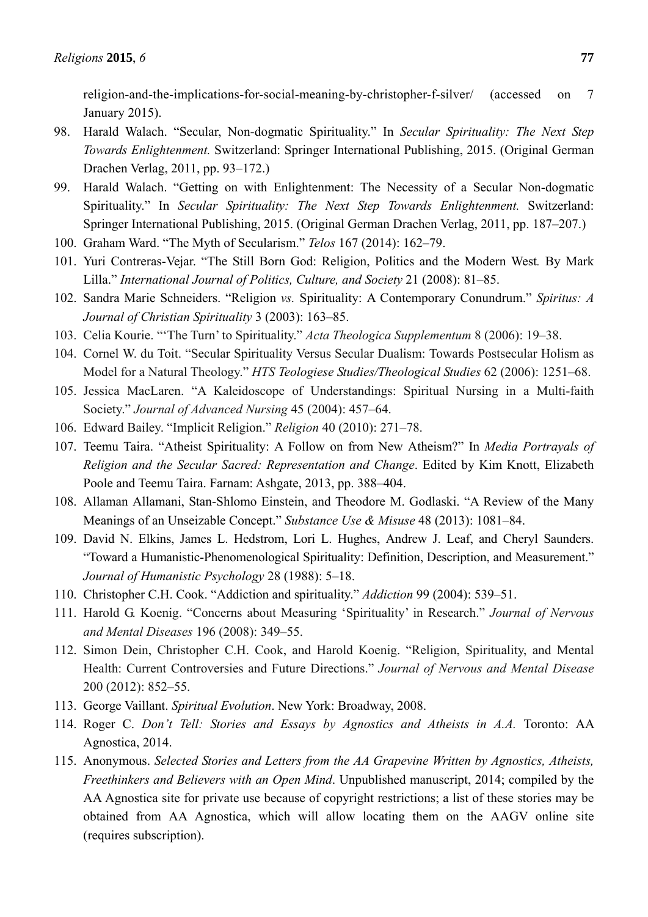religion-and-the-implications-for-social-meaning-by-christopher-f-silver/ (accessed on 7 January 2015).

98. Harald Walach. "Secular, Non-dogmatic Spirituality." In *Secular Spirituality: The Next Step Towards Enlightenment.* Switzerland: Springer International Publishing, 2015. (Original German Drachen Verlag, 2011, pp. 93–172.)
99. Harald Walach. "Getting on with Enlightenment: The Necessity of a Secular Non-dogmatic Spirituality." In *Secular Spirituality: The Next Step Towards Enlightenment.* Switzerland: Springer International Publishing, 2015. (Original German Drachen Verlag, 2011, pp. 187–207.)
100. Graham Ward. "The Myth of Secularism." *Telos* 167 (2014): 162–79.
101. Yuri Contreras-Vejar. "The Still Born God: Religion, Politics and the Modern West*.* By Mark Lilla." *International Journal of Politics, Culture, and Society* 21 (2008): 81–85.
102. Sandra Marie Schneiders. "Religion *vs.* Spirituality: A Contemporary Conundrum." *Spiritus: A Journal of Christian Spirituality* 3 (2003): 163–85.
103. Celia Kourie. "'The Turn' to Spirituality." *Acta Theologica Supplementum* 8 (2006): 19–38.
104. Cornel W. du Toit. "Secular Spirituality Versus Secular Dualism: Towards Postsecular Holism as Model for a Natural Theology." *HTS Teologiese Studies/Theological Studies* 62 (2006): 1251–68.
105. Jessica MacLaren. "A Kaleidoscope of Understandings: Spiritual Nursing in a Multi-faith Society." *Journal of Advanced Nursing* 45 (2004): 457–64.
106. Edward Bailey. "Implicit Religion." *Religion* 40 (2010): 271–78.
107. Teemu Taira. "Atheist Spirituality: A Follow on from New Atheism?" In *Media Portrayals of Religion and the Secular Sacred: Representation and Change*. Edited by Kim Knott, Elizabeth Poole and Teemu Taira. Farnam: Ashgate, 2013, pp. 388–404.
108. Allaman Allamani, Stan-Shlomo Einstein, and Theodore M. Godlaski. "A Review of the Many Meanings of an Unseizable Concept." *Substance Use & Misuse* 48 (2013): 1081–84.
109. David N. Elkins, James L. Hedstrom, Lori L. Hughes, Andrew J. Leaf, and Cheryl Saunders. "Toward a Humanistic-Phenomenological Spirituality: Definition, Description, and Measurement." *Journal of Humanistic Psychology* 28 (1988): 5–18.
110. Christopher C.H. Cook. "Addiction and spirituality." *Addiction* 99 (2004): 539–51.
111. Harold G. Koenig. "Concerns about Measuring 'Spirituality' in Research." *Journal of Nervous and Mental Diseases* 196 (2008): 349–55.
112. Simon Dein, Christopher C.H. Cook, and Harold Koenig. "Religion, Spirituality, and Mental Health: Current Controversies and Future Directions." *Journal of Nervous and Mental Disease* 200 (2012): 852–55.
113. George Vaillant. *Spiritual Evolution*. New York: Broadway, 2008.
114. Roger C. *Don't Tell: Stories and Essays by Agnostics and Atheists in A.A.* Toronto: AA Agnostica, 2014.
115. Anonymous. *Selected Stories and Letters from the AA Grapevine Written by Agnostics, Atheists, Freethinkers and Believers with an Open Mind*. Unpublished manuscript, 2014; compiled by the AA Agnostica site for private use because of copyright restrictions; a list of these stories may be obtained from AA Agnostica, which will allow locating them on the AAGV online site (requires subscription).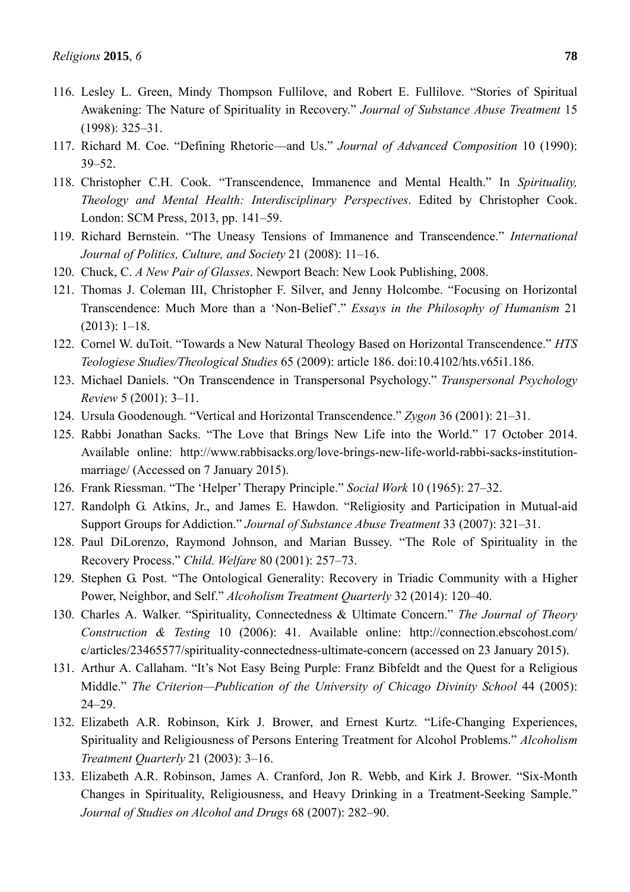116. Lesley L. Green, Mindy Thompson Fullilove, and Robert E. Fullilove. "Stories of Spiritual Awakening: The Nature of Spirituality in Recovery." *Journal of Substance Abuse Treatment* 15 (1998): 325–31.
117. Richard M. Coe. "Defining Rhetoric—and Us." *Journal of Advanced Composition* 10 (1990): 39–52.
118. Christopher C.H. Cook. "Transcendence, Immanence and Mental Health." In *Spirituality, Theology and Mental Health: Interdisciplinary Perspectives*. Edited by Christopher Cook. London: SCM Press, 2013, pp. 141–59.
119. Richard Bernstein. "The Uneasy Tensions of Immanence and Transcendence." *International Journal of Politics, Culture, and Society* 21 (2008): 11–16.
120. Chuck, C. *A New Pair of Glasses*. Newport Beach: New Look Publishing, 2008.
121. Thomas J. Coleman III, Christopher F. Silver, and Jenny Holcombe. "Focusing on Horizontal Transcendence: Much More than a 'Non-Belief'." *Essays in the Philosophy of Humanism* 21 (2013): 1–18.
122. Cornel W. duToit. "Towards a New Natural Theology Based on Horizontal Transcendence." *HTS Teologiese Studies/Theological Studies* 65 (2009): article 186. doi:10.4102/hts.v65i1.186.
123. Michael Daniels. "On Transcendence in Transpersonal Psychology." *Transpersonal Psychology Review* 5 (2001): 3–11.
124. Ursula Goodenough. "Vertical and Horizontal Transcendence." *Zygon* 36 (2001): 21–31.
125. Rabbi Jonathan Sacks. "The Love that Brings New Life into the World." 17 October 2014. Available online: http://www.rabbisacks.org/love-brings-new-life-world-rabbi-sacks-institution-marriage/ (Accessed on 7 January 2015).
126. Frank Riessman. "The 'Helper' Therapy Principle." *Social Work* 10 (1965): 27–32.
127. Randolph G. Atkins, Jr., and James E. Hawdon. "Religiosity and Participation in Mutual-aid Support Groups for Addiction." *Journal of Substance Abuse Treatment* 33 (2007): 321–31.
128. Paul DiLorenzo, Raymond Johnson, and Marian Bussey. "The Role of Spirituality in the Recovery Process." *Child. Welfare* 80 (2001): 257–73.
129. Stephen G. Post. "The Ontological Generality: Recovery in Triadic Community with a Higher Power, Neighbor, and Self." *Alcoholism Treatment Quarterly* 32 (2014): 120–40.
130. Charles A. Walker. "Spirituality, Connectedness & Ultimate Concern." *The Journal of Theory Construction & Testing* 10 (2006): 41. Available online: http://connection.ebscohost.com/c/articles/23465577/spirituality-connectedness-ultimate-concern (accessed on 23 January 2015).
131. Arthur A. Callaham. "It's Not Easy Being Purple: Franz Bibfeldt and the Quest for a Religious Middle." *The Criterion—Publication of the University of Chicago Divinity School* 44 (2005): 24–29.
132. Elizabeth A.R. Robinson, Kirk J. Brower, and Ernest Kurtz. "Life-Changing Experiences, Spirituality and Religiousness of Persons Entering Treatment for Alcohol Problems." *Alcoholism Treatment Quarterly* 21 (2003): 3–16.
133. Elizabeth A.R. Robinson, James A. Cranford, Jon R. Webb, and Kirk J. Brower. "Six-Month Changes in Spirituality, Religiousness, and Heavy Drinking in a Treatment-Seeking Sample." *Journal of Studies on Alcohol and Drugs* 68 (2007): 282–90.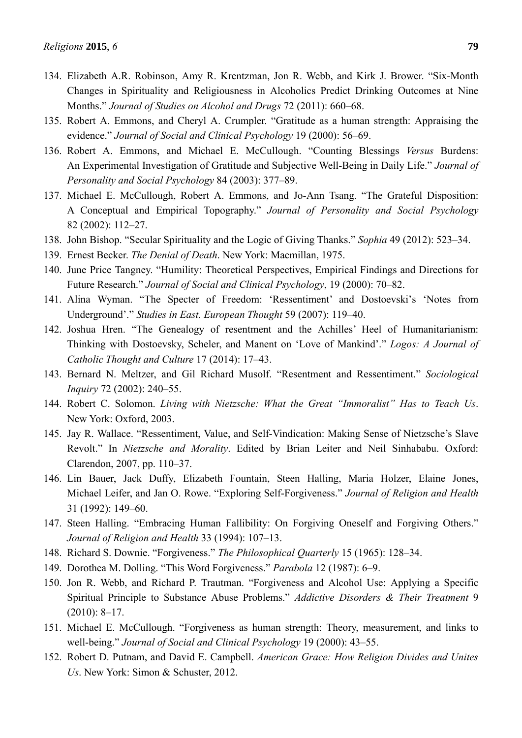134. Elizabeth A.R. Robinson, Amy R. Krentzman, Jon R. Webb, and Kirk J. Brower. "Six-Month Changes in Spirituality and Religiousness in Alcoholics Predict Drinking Outcomes at Nine Months." *Journal of Studies on Alcohol and Drugs* 72 (2011): 660–68.
135. Robert A. Emmons, and Cheryl A. Crumpler. "Gratitude as a human strength: Appraising the evidence." *Journal of Social and Clinical Psychology* 19 (2000): 56–69.
136. Robert A. Emmons, and Michael E. McCullough. "Counting Blessings *Versus* Burdens: An Experimental Investigation of Gratitude and Subjective Well-Being in Daily Life." *Journal of Personality and Social Psychology* 84 (2003): 377–89.
137. Michael E. McCullough, Robert A. Emmons, and Jo-Ann Tsang. "The Grateful Disposition: A Conceptual and Empirical Topography." *Journal of Personality and Social Psychology* 82 (2002): 112–27.
138. John Bishop. "Secular Spirituality and the Logic of Giving Thanks." *Sophia* 49 (2012): 523–34.
139. Ernest Becker. *The Denial of Death*. New York: Macmillan, 1975.
140. June Price Tangney. "Humility: Theoretical Perspectives, Empirical Findings and Directions for Future Research." *Journal of Social and Clinical Psychology*, 19 (2000): 70–82.
141. Alina Wyman. "The Specter of Freedom: 'Ressentiment' and Dostoevski's 'Notes from Underground'." *Studies in East. European Thought* 59 (2007): 119–40.
142. Joshua Hren. "The Genealogy of resentment and the Achilles' Heel of Humanitarianism: Thinking with Dostoevsky, Scheler, and Manent on 'Love of Mankind'." *Logos: A Journal of Catholic Thought and Culture* 17 (2014): 17–43.
143. Bernard N. Meltzer, and Gil Richard Musolf. "Resentment and Ressentiment." *Sociological Inquiry* 72 (2002): 240–55.
144. Robert C. Solomon. *Living with Nietzsche: What the Great "Immoralist" Has to Teach Us*. New York: Oxford, 2003.
145. Jay R. Wallace. "Ressentiment, Value, and Self-Vindication: Making Sense of Nietzsche's Slave Revolt." In *Nietzsche and Morality*. Edited by Brian Leiter and Neil Sinhababu. Oxford: Clarendon, 2007, pp. 110–37.
146. Lin Bauer, Jack Duffy, Elizabeth Fountain, Steen Halling, Maria Holzer, Elaine Jones, Michael Leifer, and Jan O. Rowe. "Exploring Self-Forgiveness." *Journal of Religion and Health* 31 (1992): 149–60.
147. Steen Halling. "Embracing Human Fallibility: On Forgiving Oneself and Forgiving Others." *Journal of Religion and Health* 33 (1994): 107–13.
148. Richard S. Downie. "Forgiveness." *The Philosophical Quarterly* 15 (1965): 128–34.
149. Dorothea M. Dolling. "This Word Forgiveness." *Parabola* 12 (1987): 6–9.
150. Jon R. Webb, and Richard P. Trautman. "Forgiveness and Alcohol Use: Applying a Specific Spiritual Principle to Substance Abuse Problems." *Addictive Disorders & Their Treatment* 9 (2010): 8–17.
151. Michael E. McCullough. "Forgiveness as human strength: Theory, measurement, and links to well-being." *Journal of Social and Clinical Psychology* 19 (2000): 43–55.
152. Robert D. Putnam, and David E. Campbell. *American Grace: How Religion Divides and Unites Us*. New York: Simon & Schuster, 2012.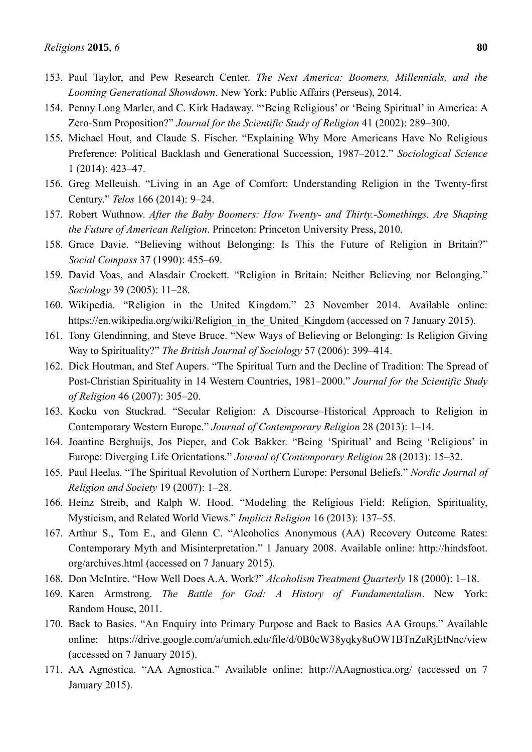153. Paul Taylor, and Pew Research Center. *The Next America: Boomers, Millennials, and the Looming Generational Showdown*. New York: Public Affairs (Perseus), 2014.
154. Penny Long Marler, and C. Kirk Hadaway. "'Being Religious' or 'Being Spiritual' in America: A Zero-Sum Proposition?" *Journal for the Scientific Study of Religion* 41 (2002): 289–300.
155. Michael Hout, and Claude S. Fischer. "Explaining Why More Americans Have No Religious Preference: Political Backlash and Generational Succession, 1987–2012." *Sociological Science* 1 (2014): 423–47.
156. Greg Melleuish. "Living in an Age of Comfort: Understanding Religion in the Twenty-first Century." *Telos* 166 (2014): 9–24.
157. Robert Wuthnow. *After the Baby Boomers: How Twenty- and Thirty.-Somethings. Are Shaping the Future of American Religion*. Princeton: Princeton University Press, 2010.
158. Grace Davie. "Believing without Belonging: Is This the Future of Religion in Britain?" *Social Compass* 37 (1990): 455–69.
159. David Voas, and Alasdair Crockett. "Religion in Britain: Neither Believing nor Belonging." *Sociology* 39 (2005): 11–28.
160. Wikipedia. "Religion in the United Kingdom." 23 November 2014. Available online: https://en.wikipedia.org/wiki/Religion_in_the_United_Kingdom (accessed on 7 January 2015).
161. Tony Glendinning, and Steve Bruce. "New Ways of Believing or Belonging: Is Religion Giving Way to Spirituality?" *The British Journal of Sociology* 57 (2006): 399–414.
162. Dick Houtman, and Stef Aupers. "The Spiritual Turn and the Decline of Tradition: The Spread of Post-Christian Spirituality in 14 Western Countries, 1981–2000." *Journal for the Scientific Study of Religion* 46 (2007): 305–20.
163. Kocku von Stuckrad. "Secular Religion: A Discourse–Historical Approach to Religion in Contemporary Western Europe." *Journal of Contemporary Religion* 28 (2013): 1–14.
164. Joantine Berghuijs, Jos Pieper, and Cok Bakker. "Being 'Spiritual' and Being 'Religious' in Europe: Diverging Life Orientations." *Journal of Contemporary Religion* 28 (2013): 15–32.
165. Paul Heelas. "The Spiritual Revolution of Northern Europe: Personal Beliefs." *Nordic Journal of Religion and Society* 19 (2007): 1–28.
166. Heinz Streib, and Ralph W. Hood. "Modeling the Religious Field: Religion, Spirituality, Mysticism, and Related World Views." *Implicit Religion* 16 (2013): 137–55.
167. Arthur S., Tom E., and Glenn C. "Alcoholics Anonymous (AA) Recovery Outcome Rates: Contemporary Myth and Misinterpretation." 1 January 2008. Available online: http://hindsfoot.org/archives.html (accessed on 7 January 2015).
168. Don McIntire. "How Well Does A.A. Work?" *Alcoholism Treatment Quarterly* 18 (2000): 1–18.
169. Karen Armstrong. *The Battle for God: A History of Fundamentalism*. New York: Random House, 2011.
170. Back to Basics. "An Enquiry into Primary Purpose and Back to Basics AA Groups." Available online: https://drive.google.com/a/umich.edu/file/d/0B0cW38yqky8uOW1BTnZaRjEtNnc/view (accessed on 7 January 2015).
171. AA Agnostica. "AA Agnostica." Available online: http://AAagnostica.org/ (accessed on 7 January 2015).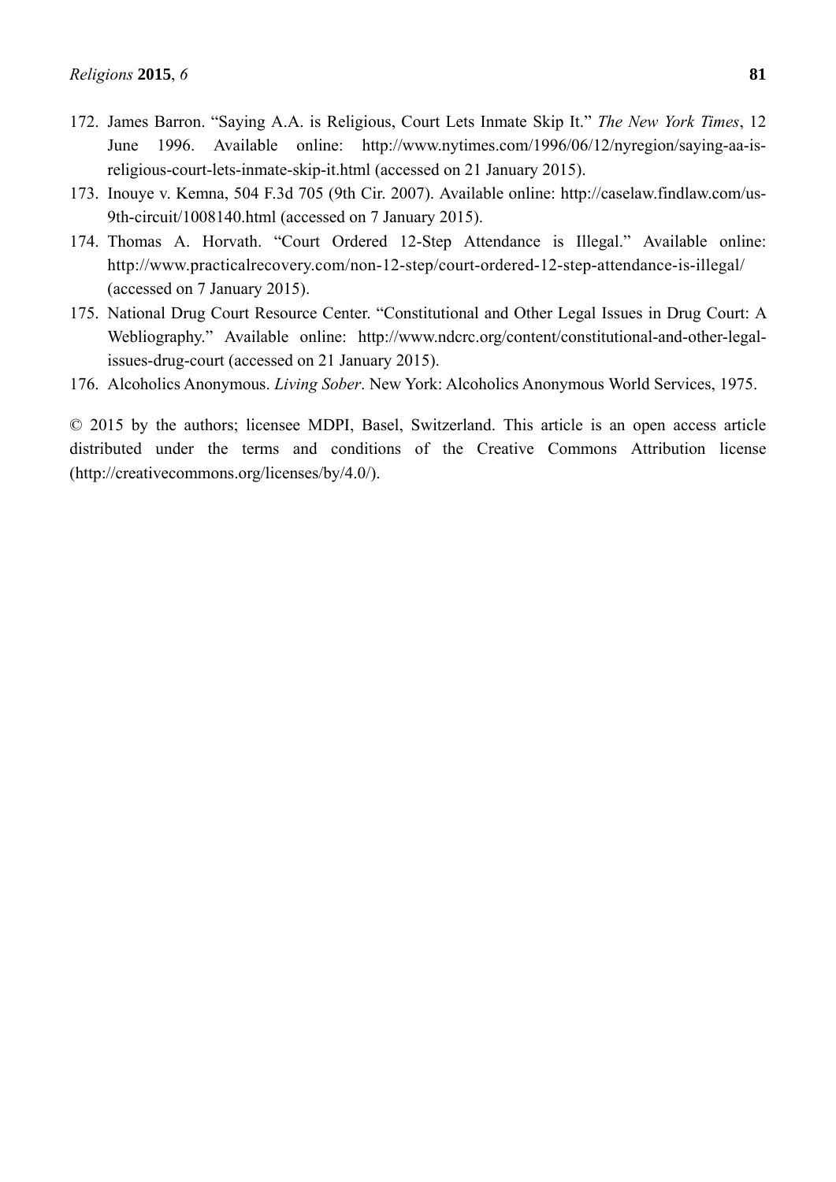172. James Barron. "Saying A.A. is Religious, Court Lets Inmate Skip It." *The New York Times*, 12 June 1996. Available online: http://www.nytimes.com/1996/06/12/nyregion/saying-aa-is-religious-court-lets-inmate-skip-it.html (accessed on 21 January 2015).
173. Inouye v. Kemna, 504 F.3d 705 (9th Cir. 2007). Available online: http://caselaw.findlaw.com/us-9th-circuit/1008140.html (accessed on 7 January 2015).
174. Thomas A. Horvath. "Court Ordered 12-Step Attendance is Illegal." Available online: http://www.practicalrecovery.com/non-12-step/court-ordered-12-step-attendance-is-illegal/ (accessed on 7 January 2015).
175. National Drug Court Resource Center. "Constitutional and Other Legal Issues in Drug Court: A Webliography." Available online: http://www.ndcrc.org/content/constitutional-and-other-legal-issues-drug-court (accessed on 21 January 2015).
176. Alcoholics Anonymous. *Living Sober*. New York: Alcoholics Anonymous World Services, 1975.

© 2015 by the authors; licensee MDPI, Basel, Switzerland. This article is an open access article distributed under the terms and conditions of the Creative Commons Attribution license (http://creativecommons.org/licenses/by/4.0/).